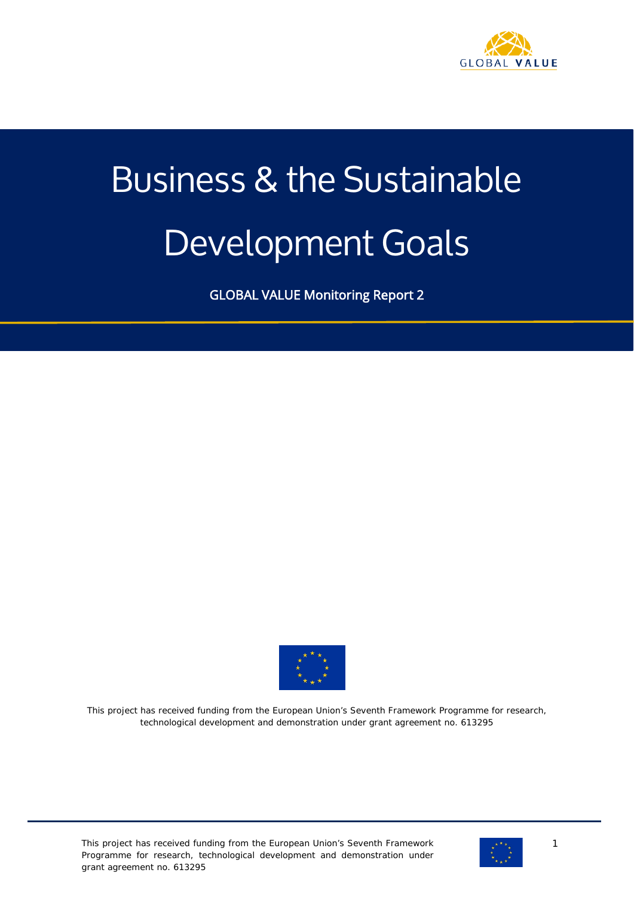# Business & the Sustainable Development Goals

GLOBAL VALUE Monitoring Report 2

This project has received funding from the European Union's Seventh Framework Programme for research, technological development and demonstration under grant agreement no. 613295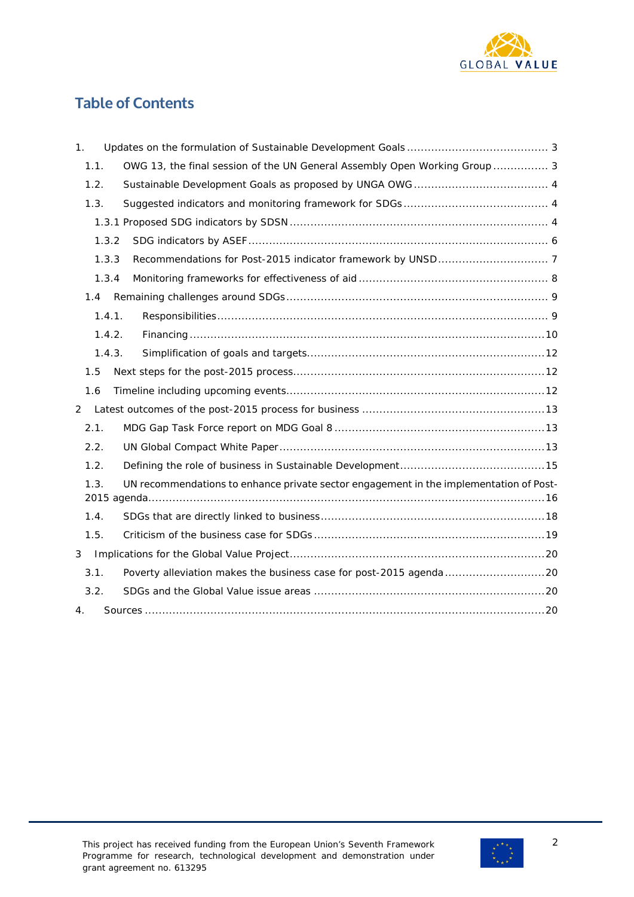## Table of Contents

1. Updates on the formulation of Sustainable Development Goals ........................................ 3
   - 1.1. OWG 13, the final session of the UN General Assembly Open Working Group ................ 3
   - 1.2. Sustainable Development Goals as proposed by UNGA OWG ....................................... 4
   - 1.3. Suggested indicators and monitoring framework for SDGs .......................................... 4
     - 1.3.1 Proposed SDG indicators by SDSN .......................................................................... 4
     - 1.3.2 SDG indicators by ASEF ....................................................................................... 6
     - 1.3.3 Recommendations for Post-2015 indicator framework by UNSD ................................ 7
     - 1.3.4 Monitoring frameworks for effectiveness of aid ....................................................... 8
   - 1.4 Remaining challenges around SDGs ........................................................................... 9
     - 1.4.1. Responsibilities ................................................................................................ 9
     - 1.4.2. Financing ........................................................................................................ 10
     - 1.4.3. Simplification of goals and targets..................................................................... 12
   - 1.5 Next steps for the post-2015 process......................................................................... 12
   - 1.6 Timeline including upcoming events........................................................................... 12
2 Latest outcomes of the post-2015 process for business ..................................................... 13
   - 2.1. MDG Gap Task Force report on MDG Goal 8 ............................................................. 13
   - 2.2. UN Global Compact White Paper............................................................................. 13
   - 1.2. Defining the role of business in Sustainable Development.......................................... 15
   - 1.3. UN recommendations to enhance private sector engagement in the implementation of Post-2015 agenda.................................................................................................................. 16
   - 1.4. SDGs that are directly linked to business................................................................. 18
   - 1.5. Criticism of the business case for SDGs .................................................................. 19
3 Implications for the Global Value Project......................................................................... 20
   - 3.1. Poverty alleviation makes the business case for post-2015 agenda ............................. 20
   - 3.2. SDGs and the Global Value issue areas ................................................................... 20
4. Sources ................................................................................................................... 20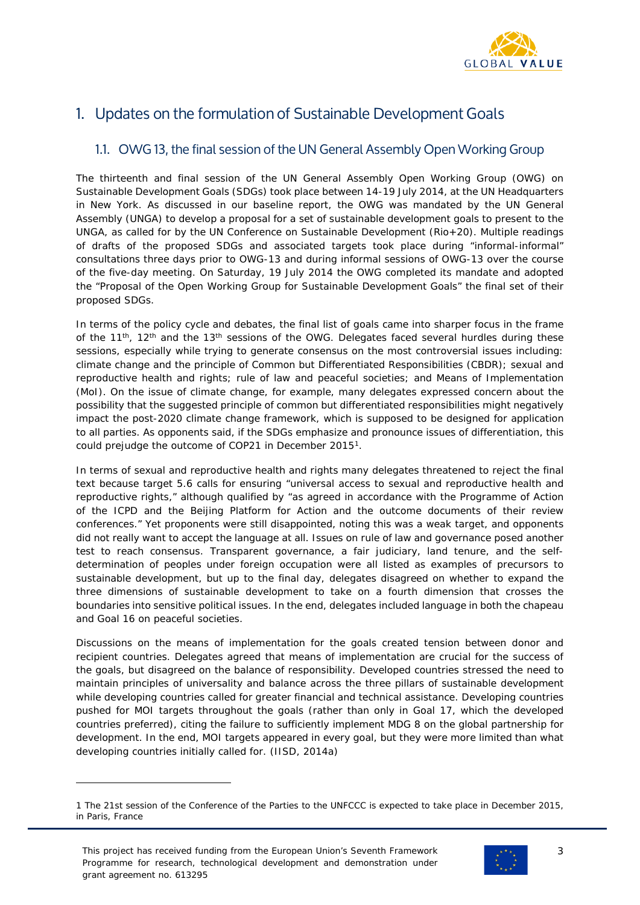# 1. Updates on the formulation of Sustainable Development Goals

## 1.1. OWG 13, the final session of the UN General Assembly Open Working Group

The thirteenth and final session of the UN General Assembly Open Working Group (OWG) on Sustainable Development Goals (SDGs) took place between 14-19 July 2014, at the UN Headquarters in New York. As discussed in our baseline report, the OWG was mandated by the UN General Assembly (UNGA) to develop a proposal for a set of sustainable development goals to present to the UNGA, as called for by the UN Conference on Sustainable Development (Rio+20). Multiple readings of drafts of the proposed SDGs and associated targets took place during "informal-informal" consultations three days prior to OWG-13 and during informal sessions of OWG-13 over the course of the five-day meeting. On Saturday, 19 July 2014 the OWG completed its mandate and adopted the "Proposal of the Open Working Group for Sustainable Development Goals" the final set of their proposed SDGs.

In terms of the policy cycle and debates, the final list of goals came into sharper focus in the frame of the 11th, 12th and the 13th sessions of the OWG. Delegates faced several hurdles during these sessions, especially while trying to generate consensus on the most controversial issues including: climate change and the principle of Common but Differentiated Responsibilities (CBDR); sexual and reproductive health and rights; rule of law and peaceful societies; and Means of Implementation (MoI). On the issue of climate change, for example, many delegates expressed concern about the possibility that the suggested principle of common but differentiated responsibilities might negatively impact the post-2020 climate change framework, which is supposed to be designed for application to all parties. As opponents said, if the SDGs emphasize and pronounce issues of differentiation, this could prejudge the outcome of COP21 in December 2015[1].

In terms of sexual and reproductive health and rights many delegates threatened to reject the final text because target 5.6 calls for ensuring "universal access to sexual and reproductive health and reproductive rights," although qualified by "as agreed in accordance with the Programme of Action of the ICPD and the Beijing Platform for Action and the outcome documents of their review conferences." Yet proponents were still disappointed, noting this was a weak target, and opponents did not really want to accept the language at all. Issues on rule of law and governance posed another test to reach consensus. Transparent governance, a fair judiciary, land tenure, and the self-determination of peoples under foreign occupation were all listed as examples of precursors to sustainable development, but up to the final day, delegates disagreed on whether to expand the three dimensions of sustainable development to take on a fourth dimension that crosses the boundaries into sensitive political issues. In the end, delegates included language in both the chapeau and Goal 16 on peaceful societies.

Discussions on the means of implementation for the goals created tension between donor and recipient countries. Delegates agreed that means of implementation are crucial for the success of the goals, but disagreed on the balance of responsibility. Developed countries stressed the need to maintain principles of universality and balance across the three pillars of sustainable development while developing countries called for greater financial and technical assistance. Developing countries pushed for MOI targets throughout the goals (rather than only in Goal 17, which the developed countries preferred), citing the failure to sufficiently implement MDG 8 on the global partnership for development. In the end, MOI targets appeared in every goal, but they were more limited than what developing countries initially called for. (IISD, 2014a)

---

1 The 21st session of the Conference of the Parties to the UNFCCC is expected to take place in December 2015, in Paris, France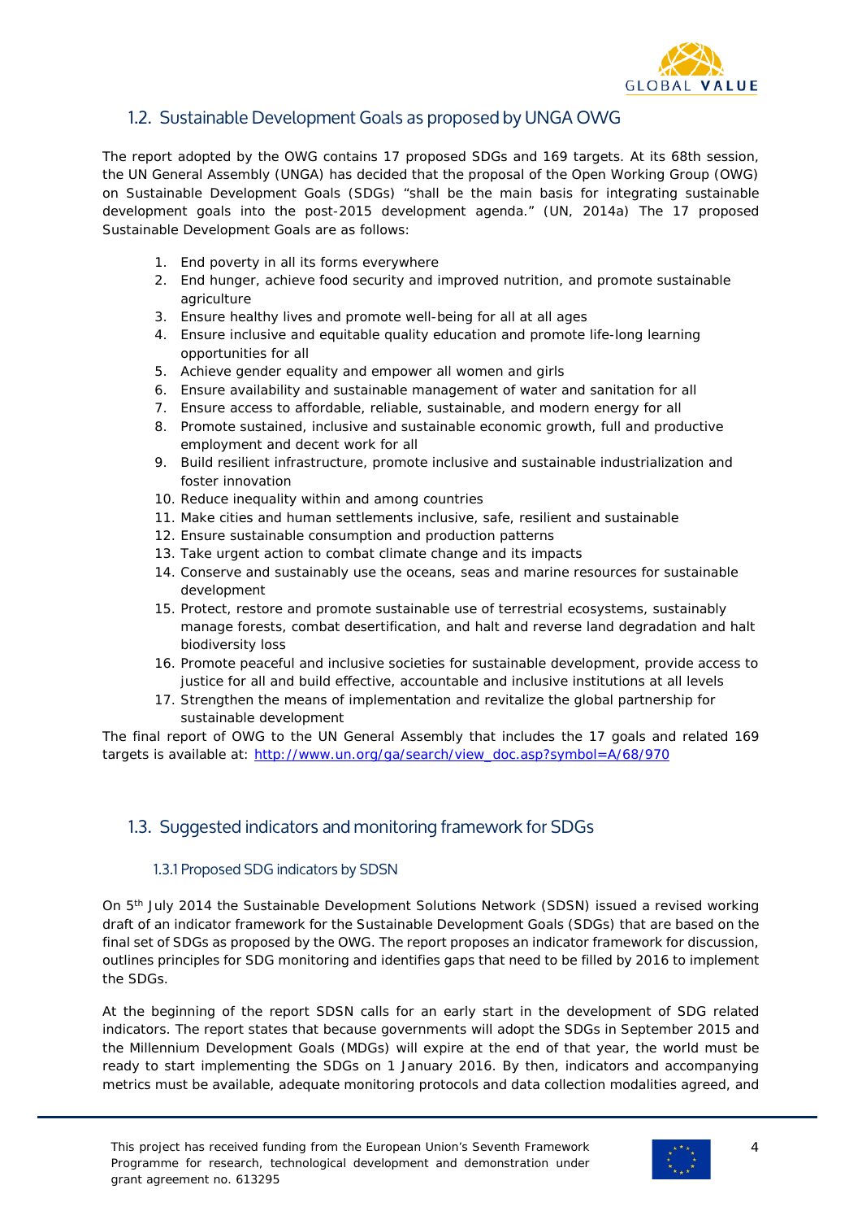## 1.2. Sustainable Development Goals as proposed by UNGA OWG

The report adopted by the OWG contains 17 proposed SDGs and 169 targets. At its 68th session, the UN General Assembly (UNGA) has decided that the proposal of the Open Working Group (OWG) on Sustainable Development Goals (SDGs) "shall be the main basis for integrating sustainable development goals into the post-2015 development agenda." (UN, 2014a) The 17 proposed Sustainable Development Goals are as follows:

1. End poverty in all its forms everywhere
2. End hunger, achieve food security and improved nutrition, and promote sustainable agriculture
3. Ensure healthy lives and promote well-being for all at all ages
4. Ensure inclusive and equitable quality education and promote life-long learning opportunities for all
5. Achieve gender equality and empower all women and girls
6. Ensure availability and sustainable management of water and sanitation for all
7. Ensure access to affordable, reliable, sustainable, and modern energy for all
8. Promote sustained, inclusive and sustainable economic growth, full and productive employment and decent work for all
9. Build resilient infrastructure, promote inclusive and sustainable industrialization and foster innovation
10. Reduce inequality within and among countries
11. Make cities and human settlements inclusive, safe, resilient and sustainable
12. Ensure sustainable consumption and production patterns
13. Take urgent action to combat climate change and its impacts
14. Conserve and sustainably use the oceans, seas and marine resources for sustainable development
15. Protect, restore and promote sustainable use of terrestrial ecosystems, sustainably manage forests, combat desertification, and halt and reverse land degradation and halt biodiversity loss
16. Promote peaceful and inclusive societies for sustainable development, provide access to justice for all and build effective, accountable and inclusive institutions at all levels
17. Strengthen the means of implementation and revitalize the global partnership for sustainable development

The final report of OWG to the UN General Assembly that includes the 17 goals and related 169 targets is available at: http://www.un.org/ga/search/view_doc.asp?symbol=A/68/970

## 1.3. Suggested indicators and monitoring framework for SDGs

### 1.3.1 Proposed SDG indicators by SDSN

On 5th July 2014 the Sustainable Development Solutions Network (SDSN) issued a revised working draft of an indicator framework for the Sustainable Development Goals (SDGs) that are based on the final set of SDGs as proposed by the OWG. The report proposes an indicator framework for discussion, outlines principles for SDG monitoring and identifies gaps that need to be filled by 2016 to implement the SDGs.

At the beginning of the report SDSN calls for an early start in the development of SDG related indicators. The report states that because governments will adopt the SDGs in September 2015 and the Millennium Development Goals (MDGs) will expire at the end of that year, the world must be ready to start implementing the SDGs on 1 January 2016. By then, indicators and accompanying metrics must be available, adequate monitoring protocols and data collection modalities agreed, and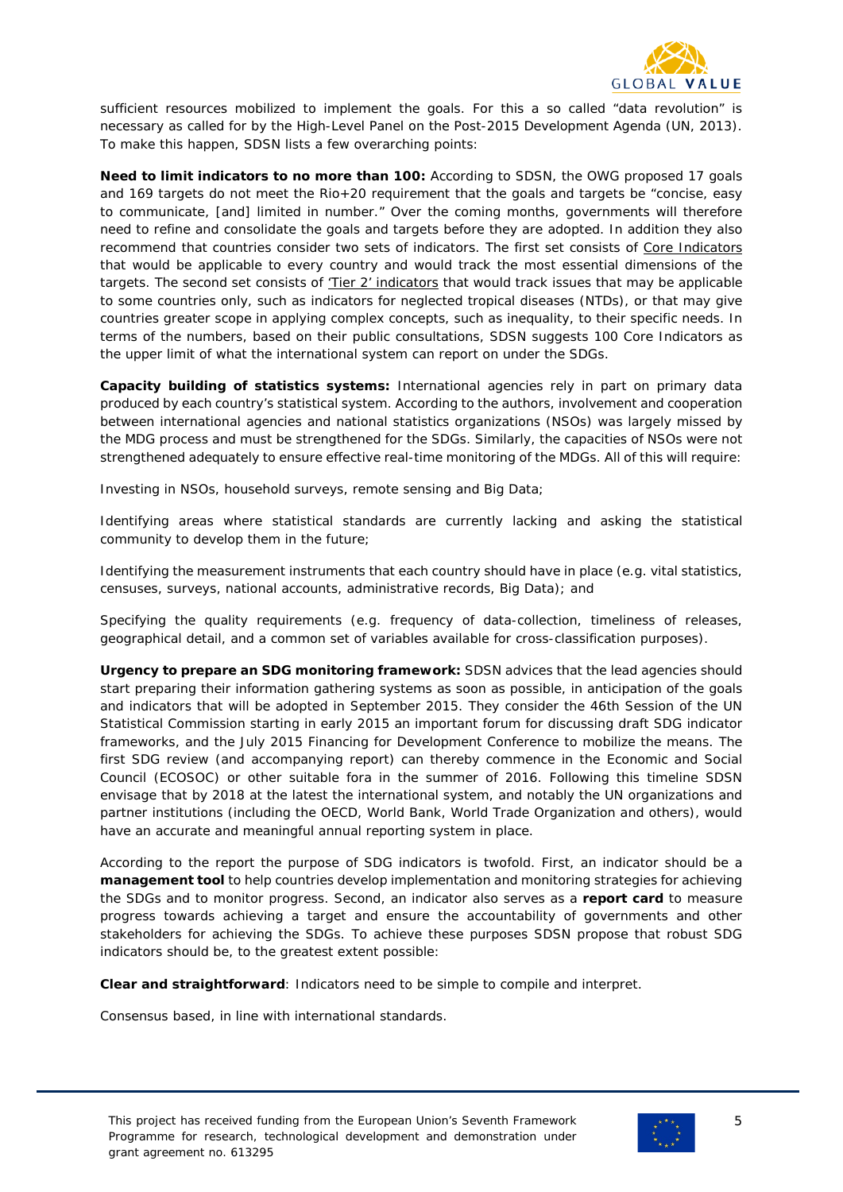sufficient resources mobilized to implement the goals. For this a so called "data revolution" is necessary as called for by the High-Level Panel on the Post-2015 Development Agenda (UN, 2013). To make this happen, SDSN lists a few overarching points:

**Need to limit indicators to no more than 100:** According to SDSN, the OWG proposed 17 goals and 169 targets do not meet the Rio+20 requirement that the goals and targets be "concise, easy to communicate, [and] limited in number." Over the coming months, governments will therefore need to refine and consolidate the goals and targets before they are adopted. In addition they also recommend that countries consider two sets of indicators. The first set consists of Core Indicators that would be applicable to every country and would track the most essential dimensions of the targets. The second set consists of 'Tier 2' indicators that would track issues that may be applicable to some countries only, such as indicators for neglected tropical diseases (NTDs), or that may give countries greater scope in applying complex concepts, such as inequality, to their specific needs. In terms of the numbers, based on their public consultations, SDSN suggests 100 Core Indicators as the upper limit of what the international system can report on under the SDGs.

**Capacity building of statistics systems:** International agencies rely in part on primary data produced by each country's statistical system. According to the authors, involvement and cooperation between international agencies and national statistics organizations (NSOs) was largely missed by the MDG process and must be strengthened for the SDGs. Similarly, the capacities of NSOs were not strengthened adequately to ensure effective real-time monitoring of the MDGs. All of this will require:

Investing in NSOs, household surveys, remote sensing and Big Data;

Identifying areas where statistical standards are currently lacking and asking the statistical community to develop them in the future;

Identifying the measurement instruments that each country should have in place (e.g. vital statistics, censuses, surveys, national accounts, administrative records, Big Data); and

Specifying the quality requirements (e.g. frequency of data-collection, timeliness of releases, geographical detail, and a common set of variables available for cross-classification purposes).

**Urgency to prepare an SDG monitoring framework:** SDSN advices that the lead agencies should start preparing their information gathering systems as soon as possible, in anticipation of the goals and indicators that will be adopted in September 2015. They consider the 46th Session of the UN Statistical Commission starting in early 2015 an important forum for discussing draft SDG indicator frameworks, and the July 2015 Financing for Development Conference to mobilize the means. The first SDG review (and accompanying report) can thereby commence in the Economic and Social Council (ECOSOC) or other suitable fora in the summer of 2016. Following this timeline SDSN envisage that by 2018 at the latest the international system, and notably the UN organizations and partner institutions (including the OECD, World Bank, World Trade Organization and others), would have an accurate and meaningful annual reporting system in place.

According to the report the purpose of SDG indicators is twofold. First, an indicator should be a **management tool** to help countries develop implementation and monitoring strategies for achieving the SDGs and to monitor progress. Second, an indicator also serves as a **report card** to measure progress towards achieving a target and ensure the accountability of governments and other stakeholders for achieving the SDGs. To achieve these purposes SDSN propose that robust SDG indicators should be, to the greatest extent possible:

**Clear and straightforward**: Indicators need to be simple to compile and interpret.

Consensus based, in line with international standards.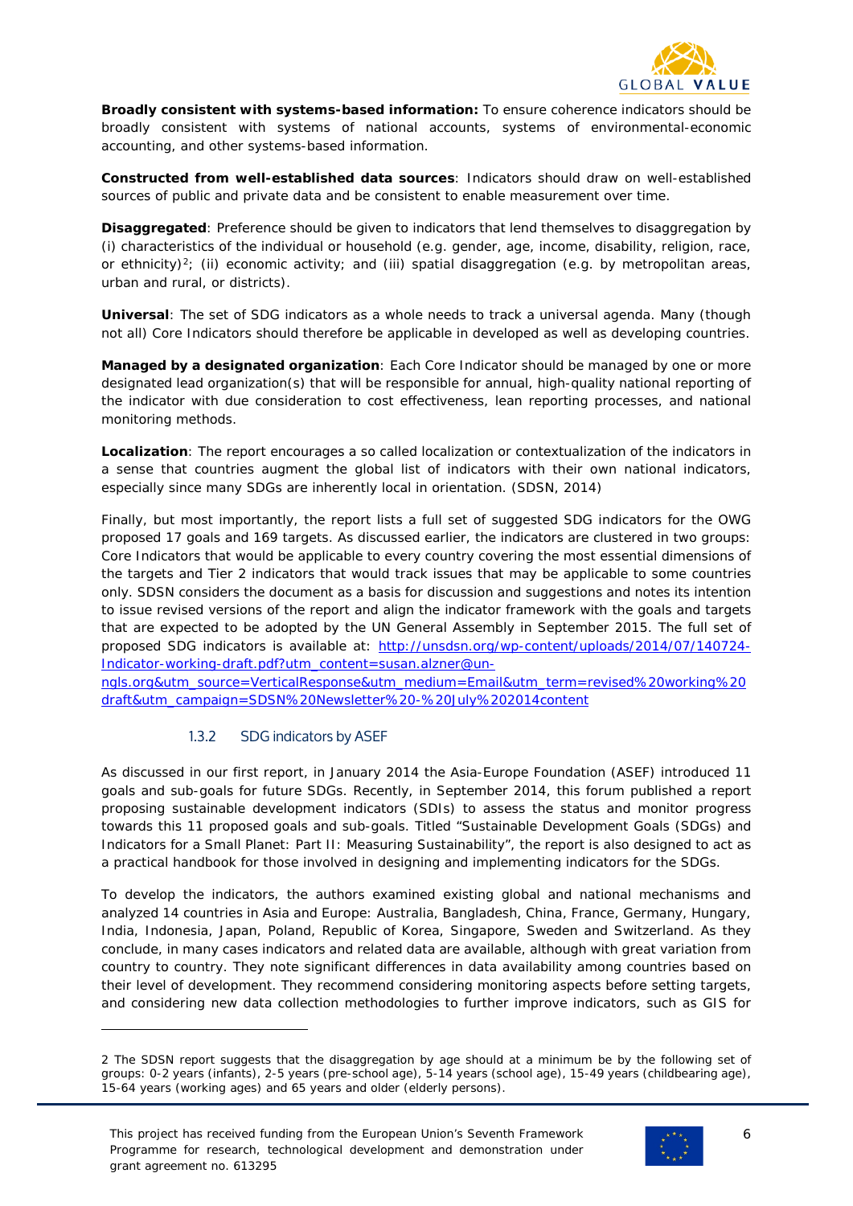**Broadly consistent with systems-based information:** To ensure coherence indicators should be broadly consistent with systems of national accounts, systems of environmental-economic accounting, and other systems-based information.

**Constructed from well-established data sources**: Indicators should draw on well-established sources of public and private data and be consistent to enable measurement over time.

**Disaggregated**: Preference should be given to indicators that lend themselves to disaggregation by (i) characteristics of the individual or household (e.g. gender, age, income, disability, religion, race, or ethnicity)[2]; (ii) economic activity; and (iii) spatial disaggregation (e.g. by metropolitan areas, urban and rural, or districts).

**Universal**: The set of SDG indicators as a whole needs to track a universal agenda. Many (though not all) Core Indicators should therefore be applicable in developed as well as developing countries.

**Managed by a designated organization**: Each Core Indicator should be managed by one or more designated lead organization(s) that will be responsible for annual, high-quality national reporting of the indicator with due consideration to cost effectiveness, lean reporting processes, and national monitoring methods.

**Localization**: The report encourages a so called localization or contextualization of the indicators in a sense that countries augment the global list of indicators with their own national indicators, especially since many SDGs are inherently local in orientation. (SDSN, 2014)

Finally, but most importantly, the report lists a full set of suggested SDG indicators for the OWG proposed 17 goals and 169 targets. As discussed earlier, the indicators are clustered in two groups: Core Indicators that would be applicable to every country covering the most essential dimensions of the targets and Tier 2 indicators that would track issues that may be applicable to some countries only. SDSN considers the document as a basis for discussion and suggestions and notes its intention to issue revised versions of the report and align the indicator framework with the goals and targets that are expected to be adopted by the UN General Assembly in September 2015. The full set of proposed SDG indicators is available at: http://unsdsn.org/wp-content/uploads/2014/07/140724-Indicator-working-draft.pdf?utm_content=susan.alzner@un-ngls.org&utm_source=VerticalResponse&utm_medium=Email&utm_term=revised%20working%20draft&utm_campaign=SDSN%20Newsletter%20-%20July%202014content

### 1.3.2 SDG indicators by ASEF

As discussed in our first report, in January 2014 the Asia-Europe Foundation (ASEF) introduced 11 goals and sub-goals for future SDGs. Recently, in September 2014, this forum published a report proposing sustainable development indicators (SDIs) to assess the status and monitor progress towards this 11 proposed goals and sub-goals. Titled "Sustainable Development Goals (SDGs) and Indicators for a Small Planet: Part II: Measuring Sustainability", the report is also designed to act as a practical handbook for those involved in designing and implementing indicators for the SDGs.

To develop the indicators, the authors examined existing global and national mechanisms and analyzed 14 countries in Asia and Europe: Australia, Bangladesh, China, France, Germany, Hungary, India, Indonesia, Japan, Poland, Republic of Korea, Singapore, Sweden and Switzerland. As they conclude, in many cases indicators and related data are available, although with great variation from country to country. They note significant differences in data availability among countries based on their level of development. They recommend considering monitoring aspects before setting targets, and considering new data collection methodologies to further improve indicators, such as GIS for

---

2 The SDSN report suggests that the disaggregation by age should at a minimum be by the following set of groups: 0-2 years (infants), 2-5 years (pre-school age), 5-14 years (school age), 15-49 years (childbearing age), 15-64 years (working ages) and 65 years and older (elderly persons).

This project has received funding from the European Union's Seventh Framework Programme for research, technological development and demonstration under grant agreement no. 613295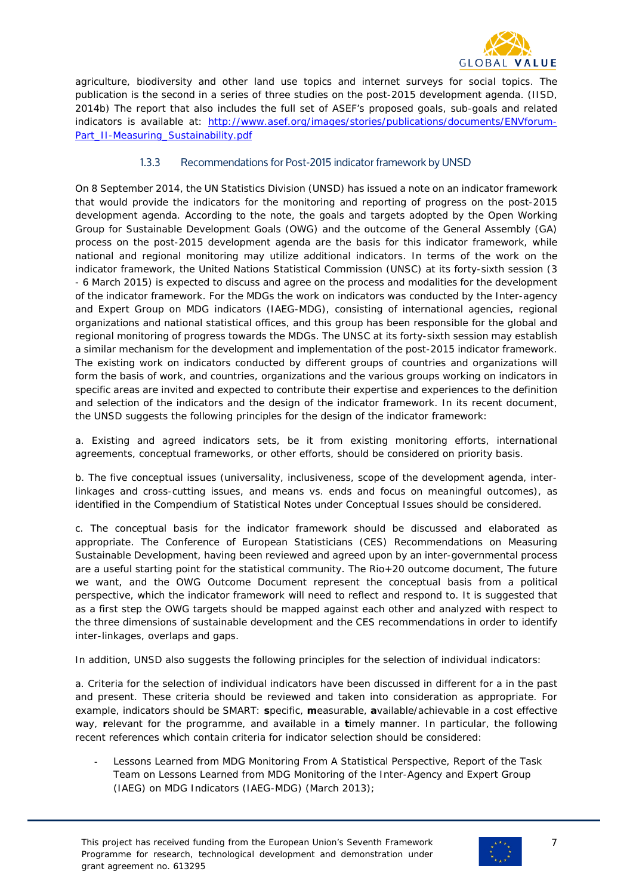agriculture, biodiversity and other land use topics and internet surveys for social topics. The publication is the second in a series of three studies on the post-2015 development agenda. (IISD, 2014b) The report that also includes the full set of ASEF's proposed goals, sub-goals and related indicators is available at: http://www.asef.org/images/stories/publications/documents/ENVforum-Part_II-Measuring_Sustainability.pdf

### 1.3.3 Recommendations for Post-2015 indicator framework by UNSD

On 8 September 2014, the UN Statistics Division (UNSD) has issued a note on an indicator framework that would provide the indicators for the monitoring and reporting of progress on the post-2015 development agenda. According to the note, the goals and targets adopted by the Open Working Group for Sustainable Development Goals (OWG) and the outcome of the General Assembly (GA) process on the post-2015 development agenda are the basis for this indicator framework, while national and regional monitoring may utilize additional indicators. In terms of the work on the indicator framework, the United Nations Statistical Commission (UNSC) at its forty-sixth session (3 - 6 March 2015) is expected to discuss and agree on the process and modalities for the development of the indicator framework. For the MDGs the work on indicators was conducted by the Inter-agency and Expert Group on MDG indicators (IAEG-MDG), consisting of international agencies, regional organizations and national statistical offices, and this group has been responsible for the global and regional monitoring of progress towards the MDGs. The UNSC at its forty-sixth session may establish a similar mechanism for the development and implementation of the post-2015 indicator framework. The existing work on indicators conducted by different groups of countries and organizations will form the basis of work, and countries, organizations and the various groups working on indicators in specific areas are invited and expected to contribute their expertise and experiences to the definition and selection of the indicators and the design of the indicator framework. In its recent document, the UNSD suggests the following principles for the design of the indicator framework:

a. Existing and agreed indicators sets, be it from existing monitoring efforts, international agreements, conceptual frameworks, or other efforts, should be considered on priority basis.

b. The five conceptual issues (universality, inclusiveness, scope of the development agenda, inter-linkages and cross-cutting issues, and means vs. ends and focus on meaningful outcomes), as identified in the Compendium of Statistical Notes under Conceptual Issues should be considered.

c. The conceptual basis for the indicator framework should be discussed and elaborated as appropriate. The Conference of European Statisticians (CES) Recommendations on Measuring Sustainable Development, having been reviewed and agreed upon by an inter-governmental process are a useful starting point for the statistical community. The Rio+20 outcome document, The future we want, and the OWG Outcome Document represent the conceptual basis from a political perspective, which the indicator framework will need to reflect and respond to. It is suggested that as a first step the OWG targets should be mapped against each other and analyzed with respect to the three dimensions of sustainable development and the CES recommendations in order to identify inter-linkages, overlaps and gaps.

In addition, UNSD also suggests the following principles for the selection of individual indicators:

a. Criteria for the selection of individual indicators have been discussed in different for a in the past and present. These criteria should be reviewed and taken into consideration as appropriate. For example, indicators should be SMART: **s**pecific, **m**easurable, **a**vailable/achievable in a cost effective way, **r**elevant for the programme, and available in a **t**imely manner. In particular, the following recent references which contain criteria for indicator selection should be considered:

- Lessons Learned from MDG Monitoring From A Statistical Perspective, Report of the Task Team on Lessons Learned from MDG Monitoring of the Inter-Agency and Expert Group (IAEG) on MDG Indicators (IAEG-MDG) (March 2013);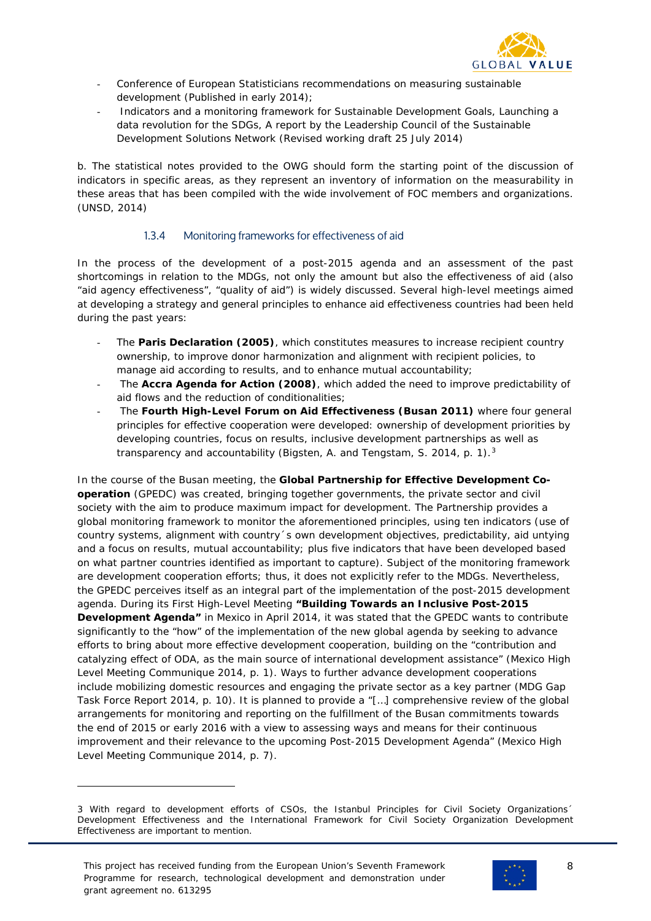- Conference of European Statisticians recommendations on measuring sustainable development (Published in early 2014);
- Indicators and a monitoring framework for Sustainable Development Goals, Launching a data revolution for the SDGs, A report by the Leadership Council of the Sustainable Development Solutions Network (Revised working draft 25 July 2014)

b. The statistical notes provided to the OWG should form the starting point of the discussion of indicators in specific areas, as they represent an inventory of information on the measurability in these areas that has been compiled with the wide involvement of FOC members and organizations. (UNSD, 2014)

### 1.3.4 Monitoring frameworks for effectiveness of aid

In the process of the development of a post-2015 agenda and an assessment of the past shortcomings in relation to the MDGs, not only the amount but also the effectiveness of aid (also "aid agency effectiveness", "quality of aid") is widely discussed. Several high-level meetings aimed at developing a strategy and general principles to enhance aid effectiveness countries had been held during the past years:

- The **Paris Declaration (2005)**, which constitutes measures to increase recipient country ownership, to improve donor harmonization and alignment with recipient policies, to manage aid according to results, and to enhance mutual accountability;
- The **Accra Agenda for Action (2008)**, which added the need to improve predictability of aid flows and the reduction of conditionalities;
- The **Fourth High-Level Forum on Aid Effectiveness (Busan 2011)** where four general principles for effective cooperation were developed: ownership of development priorities by developing countries, focus on results, inclusive development partnerships as well as transparency and accountability (Bigsten, A. and Tengstam, S. 2014, p. 1).[3]

In the course of the Busan meeting, the **Global Partnership for Effective Development Co-operation** (GPEDC) was created, bringing together governments, the private sector and civil society with the aim to produce maximum impact for development. The Partnership provides a global monitoring framework to monitor the aforementioned principles, using ten indicators (use of country systems, alignment with country´s own development objectives, predictability, aid untying and a focus on results, mutual accountability; plus five indicators that have been developed based on what partner countries identified as important to capture). Subject of the monitoring framework are development cooperation efforts; thus, it does not explicitly refer to the MDGs. Nevertheless, the GPEDC perceives itself as an integral part of the implementation of the post-2015 development agenda. During its First High-Level Meeting **"Building Towards an Inclusive Post-2015 Development Agenda"** in Mexico in April 2014, it was stated that the GPEDC wants to contribute significantly to the "how" of the implementation of the new global agenda by seeking to advance efforts to bring about more effective development cooperation, building on the "contribution and catalyzing effect of ODA, as the main source of international development assistance" (Mexico High Level Meeting Communique 2014, p. 1). Ways to further advance development cooperations include mobilizing domestic resources and engaging the private sector as a key partner (MDG Gap Task Force Report 2014, p. 10). It is planned to provide a "[…] comprehensive review of the global arrangements for monitoring and reporting on the fulfillment of the Busan commitments towards the end of 2015 or early 2016 with a view to assessing ways and means for their continuous improvement and their relevance to the upcoming Post-2015 Development Agenda" (Mexico High Level Meeting Communique 2014, p. 7).

---

3 With regard to development efforts of CSOs, the Istanbul Principles for Civil Society Organizations´ Development Effectiveness and the International Framework for Civil Society Organization Development Effectiveness are important to mention.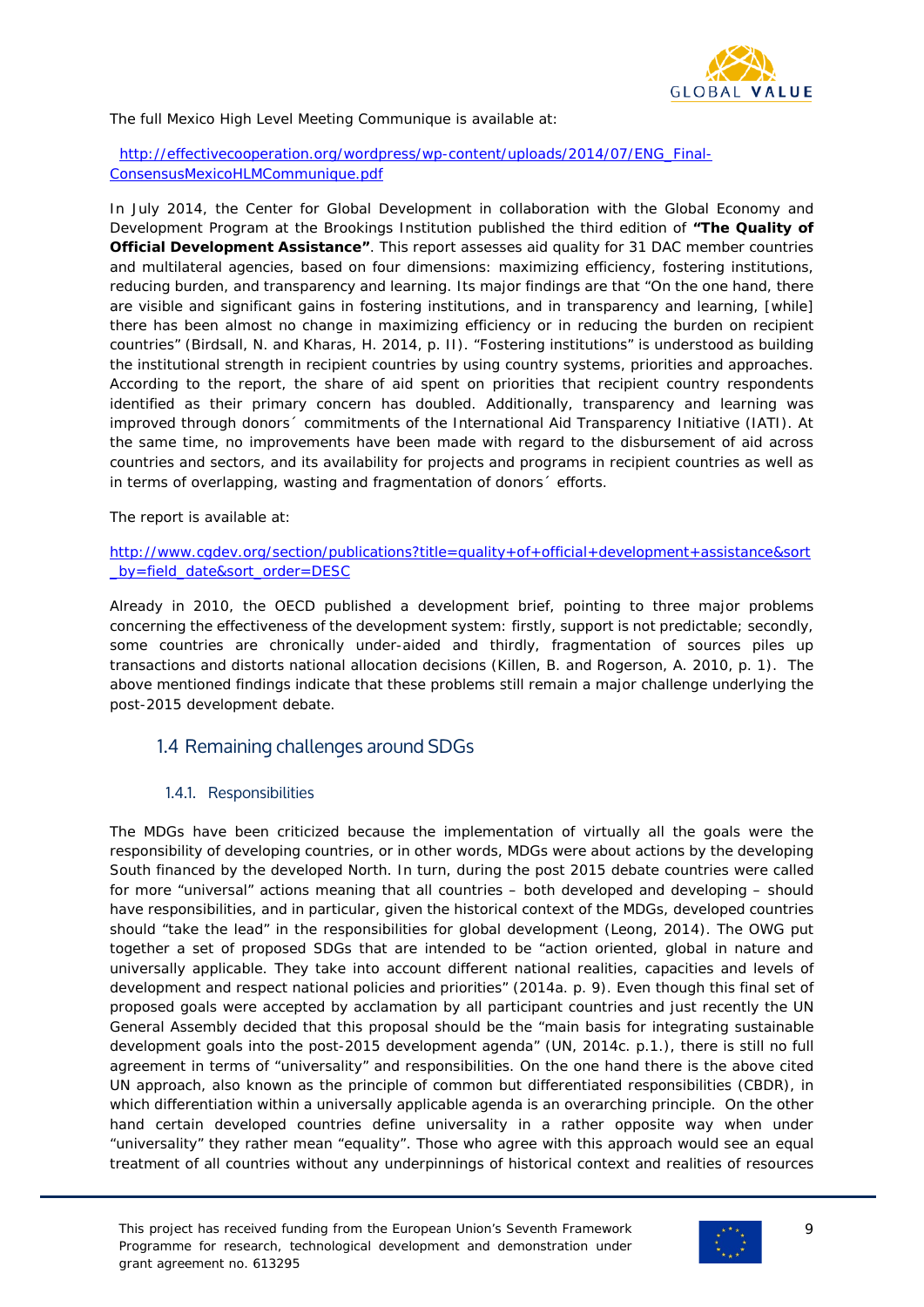The full Mexico High Level Meeting Communique is available at:

http://effectivecooperation.org/wordpress/wp-content/uploads/2014/07/ENG_Final-ConsensusMexicoHLMCommunique.pdf

In July 2014, the Center for Global Development in collaboration with the Global Economy and Development Program at the Brookings Institution published the third edition of **"The Quality of Official Development Assistance"**. This report assesses aid quality for 31 DAC member countries and multilateral agencies, based on four dimensions: maximizing efficiency, fostering institutions, reducing burden, and transparency and learning. Its major findings are that "On the one hand, there are visible and significant gains in fostering institutions, and in transparency and learning, [while] there has been almost no change in maximizing efficiency or in reducing the burden on recipient countries" (Birdsall, N. and Kharas, H. 2014, p. II). "Fostering institutions" is understood as building the institutional strength in recipient countries by using country systems, priorities and approaches. According to the report, the share of aid spent on priorities that recipient country respondents identified as their primary concern has doubled. Additionally, transparency and learning was improved through donors´ commitments of the International Aid Transparency Initiative (IATI). At the same time, no improvements have been made with regard to the disbursement of aid across countries and sectors, and its availability for projects and programs in recipient countries as well as in terms of overlapping, wasting and fragmentation of donors´ efforts.

The report is available at:

http://www.cgdev.org/section/publications?title=quality+of+official+development+assistance&sort_by=field_date&sort_order=DESC

Already in 2010, the OECD published a development brief, pointing to three major problems concerning the effectiveness of the development system: firstly, support is not predictable; secondly, some countries are chronically under-aided and thirdly, fragmentation of sources piles up transactions and distorts national allocation decisions (Killen, B. and Rogerson, A. 2010, p. 1). The above mentioned findings indicate that these problems still remain a major challenge underlying the post-2015 development debate.

## 1.4 Remaining challenges around SDGs

### 1.4.1. Responsibilities

The MDGs have been criticized because the implementation of virtually all the goals were the responsibility of developing countries, or in other words, MDGs were about actions by the developing South financed by the developed North. In turn, during the post 2015 debate countries were called for more "universal" actions meaning that all countries – both developed and developing – should have responsibilities, and in particular, given the historical context of the MDGs, developed countries should "take the lead" in the responsibilities for global development (Leong, 2014). The OWG put together a set of proposed SDGs that are intended to be "action oriented, global in nature and universally applicable. They take into account different national realities, capacities and levels of development and respect national policies and priorities" (2014a. p. 9). Even though this final set of proposed goals were accepted by acclamation by all participant countries and just recently the UN General Assembly decided that this proposal should be the "main basis for integrating sustainable development goals into the post-2015 development agenda" (UN, 2014c. p.1.), there is still no full agreement in terms of "universality" and responsibilities. On the one hand there is the above cited UN approach, also known as the principle of common but differentiated responsibilities (CBDR), in which differentiation within a universally applicable agenda is an overarching principle. On the other hand certain developed countries define universality in a rather opposite way when under "universality" they rather mean "equality". Those who agree with this approach would see an equal treatment of all countries without any underpinnings of historical context and realities of resources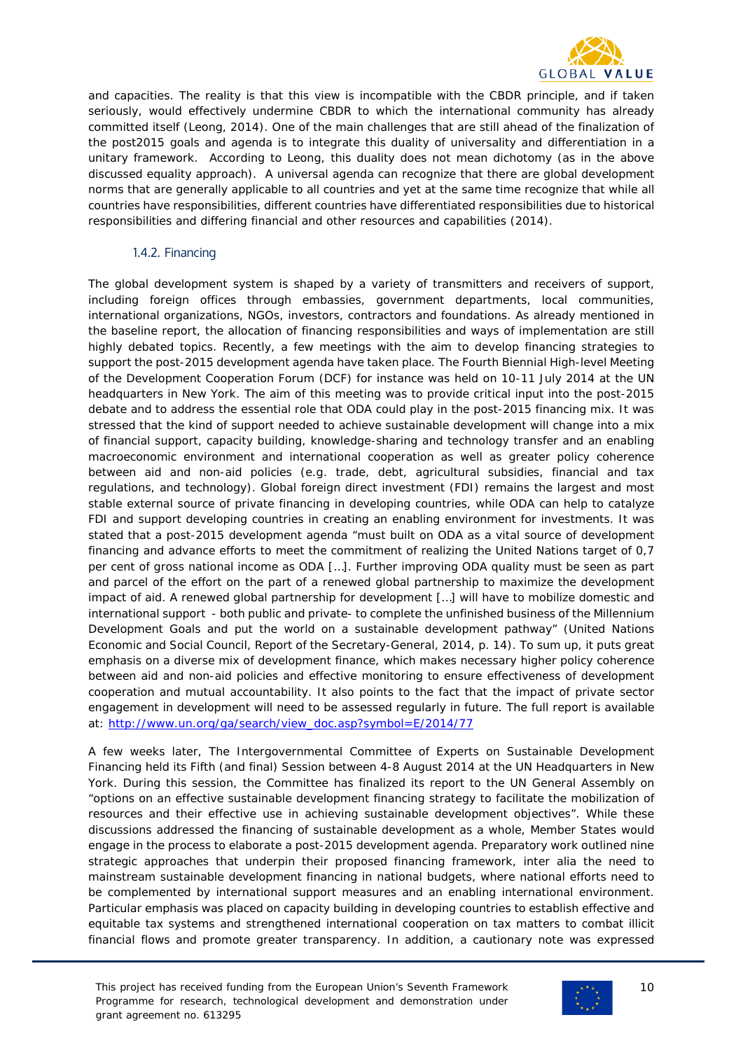and capacities. The reality is that this view is incompatible with the CBDR principle, and if taken seriously, would effectively undermine CBDR to which the international community has already committed itself (Leong, 2014). One of the main challenges that are still ahead of the finalization of the post2015 goals and agenda is to integrate this duality of universality and differentiation in a unitary framework. According to Leong, this duality does not mean dichotomy (as in the above discussed equality approach). A universal agenda can recognize that there are global development norms that are generally applicable to all countries and yet at the same time recognize that while all countries have responsibilities, different countries have differentiated responsibilities due to historical responsibilities and differing financial and other resources and capabilities (2014).

### 1.4.2. Financing

The global development system is shaped by a variety of transmitters and receivers of support, including foreign offices through embassies, government departments, local communities, international organizations, NGOs, investors, contractors and foundations. As already mentioned in the baseline report, the allocation of financing responsibilities and ways of implementation are still highly debated topics. Recently, a few meetings with the aim to develop financing strategies to support the post-2015 development agenda have taken place. The Fourth Biennial High-level Meeting of the Development Cooperation Forum (DCF) for instance was held on 10-11 July 2014 at the UN headquarters in New York. The aim of this meeting was to provide critical input into the post-2015 debate and to address the essential role that ODA could play in the post-2015 financing mix. It was stressed that the kind of support needed to achieve sustainable development will change into a mix of financial support, capacity building, knowledge-sharing and technology transfer and an enabling macroeconomic environment and international cooperation as well as greater policy coherence between aid and non-aid policies (e.g. trade, debt, agricultural subsidies, financial and tax regulations, and technology). Global foreign direct investment (FDI) remains the largest and most stable external source of private financing in developing countries, while ODA can help to catalyze FDI and support developing countries in creating an enabling environment for investments. It was stated that a post-2015 development agenda "must built on ODA as a vital source of development financing and advance efforts to meet the commitment of realizing the United Nations target of 0,7 per cent of gross national income as ODA […]. Further improving ODA quality must be seen as part and parcel of the effort on the part of a renewed global partnership to maximize the development impact of aid. A renewed global partnership for development […] will have to mobilize domestic and international support - both public and private- to complete the unfinished business of the Millennium Development Goals and put the world on a sustainable development pathway" (United Nations Economic and Social Council, Report of the Secretary-General, 2014, p. 14). To sum up, it puts great emphasis on a diverse mix of development finance, which makes necessary higher policy coherence between aid and non-aid policies and effective monitoring to ensure effectiveness of development cooperation and mutual accountability. It also points to the fact that the impact of private sector engagement in development will need to be assessed regularly in future. The full report is available at: http://www.un.org/ga/search/view_doc.asp?symbol=E/2014/77

A few weeks later, The Intergovernmental Committee of Experts on Sustainable Development Financing held its Fifth (and final) Session between 4-8 August 2014 at the UN Headquarters in New York. During this session, the Committee has finalized its report to the UN General Assembly on "options on an effective sustainable development financing strategy to facilitate the mobilization of resources and their effective use in achieving sustainable development objectives". While these discussions addressed the financing of sustainable development as a whole, Member States would engage in the process to elaborate a post-2015 development agenda. Preparatory work outlined nine strategic approaches that underpin their proposed financing framework, inter alia the need to mainstream sustainable development financing in national budgets, where national efforts need to be complemented by international support measures and an enabling international environment. Particular emphasis was placed on capacity building in developing countries to establish effective and equitable tax systems and strengthened international cooperation on tax matters to combat illicit financial flows and promote greater transparency. In addition, a cautionary note was expressed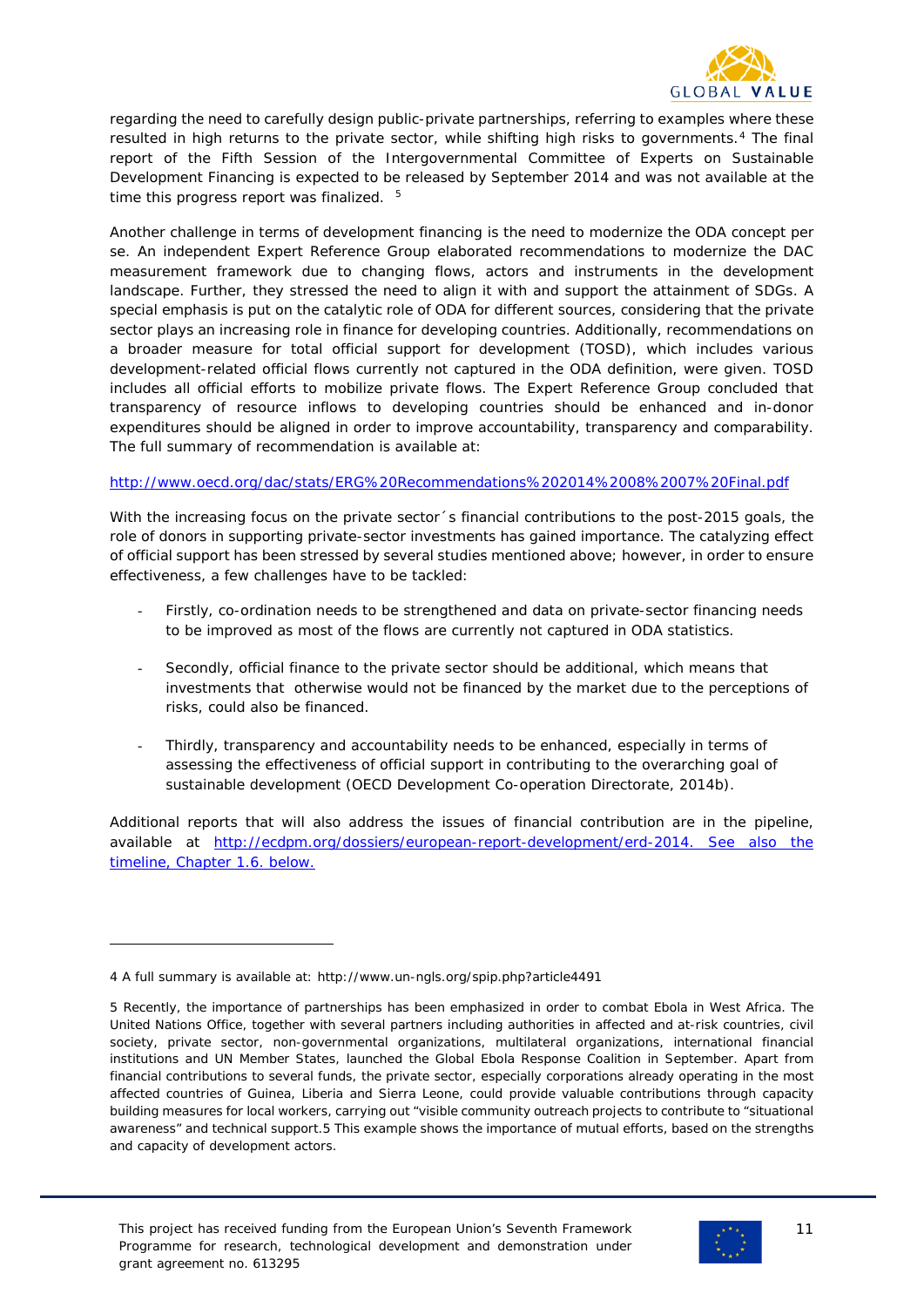regarding the need to carefully design public-private partnerships, referring to examples where these resulted in high returns to the private sector, while shifting high risks to governments.[4] The final report of the Fifth Session of the Intergovernmental Committee of Experts on Sustainable Development Financing is expected to be released by September 2014 and was not available at the time this progress report was finalized. [5]

Another challenge in terms of development financing is the need to modernize the ODA concept per se. An independent Expert Reference Group elaborated recommendations to modernize the DAC measurement framework due to changing flows, actors and instruments in the development landscape. Further, they stressed the need to align it with and support the attainment of SDGs. A special emphasis is put on the catalytic role of ODA for different sources, considering that the private sector plays an increasing role in finance for developing countries. Additionally, recommendations on a broader measure for total official support for development (TOSD), which includes various development-related official flows currently not captured in the ODA definition, were given. TOSD includes all official efforts to mobilize private flows. The Expert Reference Group concluded that transparency of resource inflows to developing countries should be enhanced and in-donor expenditures should be aligned in order to improve accountability, transparency and comparability. The full summary of recommendation is available at:

http://www.oecd.org/dac/stats/ERG%20Recommendations%202014%2008%2007%20Final.pdf

With the increasing focus on the private sector´s financial contributions to the post-2015 goals, the role of donors in supporting private-sector investments has gained importance. The catalyzing effect of official support has been stressed by several studies mentioned above; however, in order to ensure effectiveness, a few challenges have to be tackled:

- Firstly, co-ordination needs to be strengthened and data on private-sector financing needs to be improved as most of the flows are currently not captured in ODA statistics.
- Secondly, official finance to the private sector should be additional, which means that investments that otherwise would not be financed by the market due to the perceptions of risks, could also be financed.
- Thirdly, transparency and accountability needs to be enhanced, especially in terms of assessing the effectiveness of official support in contributing to the overarching goal of sustainable development (OECD Development Co-operation Directorate, 2014b).

Additional reports that will also address the issues of financial contribution are in the pipeline, available at http://ecdpm.org/dossiers/european-report-development/erd-2014. See also the timeline, Chapter 1.6. below.

---

4 A full summary is available at: http://www.un-ngls.org/spip.php?article4491

5 Recently, the importance of partnerships has been emphasized in order to combat Ebola in West Africa. The United Nations Office, together with several partners including authorities in affected and at-risk countries, civil society, private sector, non-governmental organizations, multilateral organizations, international financial institutions and UN Member States, launched the Global Ebola Response Coalition in September. Apart from financial contributions to several funds, the private sector, especially corporations already operating in the most affected countries of Guinea, Liberia and Sierra Leone, could provide valuable contributions through capacity building measures for local workers, carrying out "visible community outreach projects to contribute to "situational awareness" and technical support.5 This example shows the importance of mutual efforts, based on the strengths and capacity of development actors.

This project has received funding from the European Union's Seventh Framework Programme for research, technological development and demonstration under grant agreement no. 613295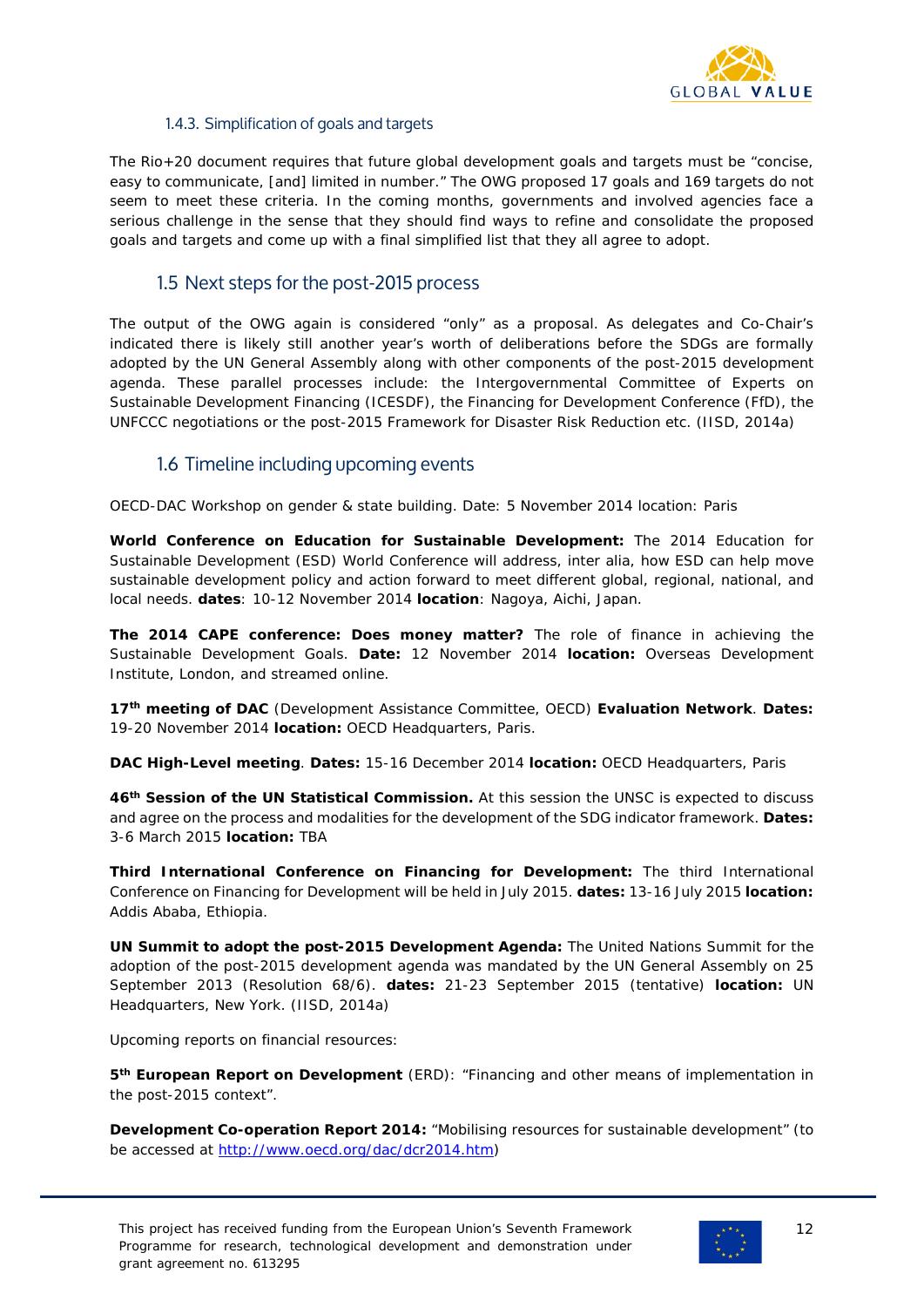### 1.4.3. Simplification of goals and targets

The Rio+20 document requires that future global development goals and targets must be "concise, easy to communicate, [and] limited in number." The OWG proposed 17 goals and 169 targets do not seem to meet these criteria. In the coming months, governments and involved agencies face a serious challenge in the sense that they should find ways to refine and consolidate the proposed goals and targets and come up with a final simplified list that they all agree to adopt.

## 1.5 Next steps for the post-2015 process

The output of the OWG again is considered "only" as a proposal. As delegates and Co-Chair's indicated there is likely still another year's worth of deliberations before the SDGs are formally adopted by the UN General Assembly along with other components of the post-2015 development agenda. These parallel processes include: the Intergovernmental Committee of Experts on Sustainable Development Financing (ICESDF), the Financing for Development Conference (FfD), the UNFCCC negotiations or the post-2015 Framework for Disaster Risk Reduction etc. (IISD, 2014a)

## 1.6 Timeline including upcoming events

OECD-DAC Workshop on gender & state building. Date: 5 November 2014 location: Paris

**World Conference on Education for Sustainable Development:** The 2014 Education for Sustainable Development (ESD) World Conference will address, inter alia, how ESD can help move sustainable development policy and action forward to meet different global, regional, national, and local needs. **dates**: 10-12 November 2014 **location**: Nagoya, Aichi, Japan.

**The 2014 CAPE conference: Does money matter?** The role of finance in achieving the Sustainable Development Goals. **Date:** 12 November 2014 **location:** Overseas Development Institute, London, and streamed online.

**17th meeting of DAC** (Development Assistance Committee, OECD) **Evaluation Network**. **Dates:** 19-20 November 2014 **location:** OECD Headquarters, Paris.

**DAC High-Level meeting**. **Dates:** 15-16 December 2014 **location:** OECD Headquarters, Paris

**46th Session of the UN Statistical Commission.** At this session the UNSC is expected to discuss and agree on the process and modalities for the development of the SDG indicator framework. **Dates:** 3-6 March 2015 **location:** TBA

**Third International Conference on Financing for Development:** The third International Conference on Financing for Development will be held in July 2015. **dates:** 13-16 July 2015 **location:** Addis Ababa, Ethiopia.

**UN Summit to adopt the post-2015 Development Agenda:** The United Nations Summit for the adoption of the post-2015 development agenda was mandated by the UN General Assembly on 25 September 2013 (Resolution 68/6). **dates:** 21-23 September 2015 (tentative) **location:** UN Headquarters, New York. (IISD, 2014a)

Upcoming reports on financial resources:

**5th European Report on Development** (ERD): "Financing and other means of implementation in the post-2015 context".

**Development Co-operation Report 2014:** "Mobilising resources for sustainable development" (to be accessed at http://www.oecd.org/dac/dcr2014.htm)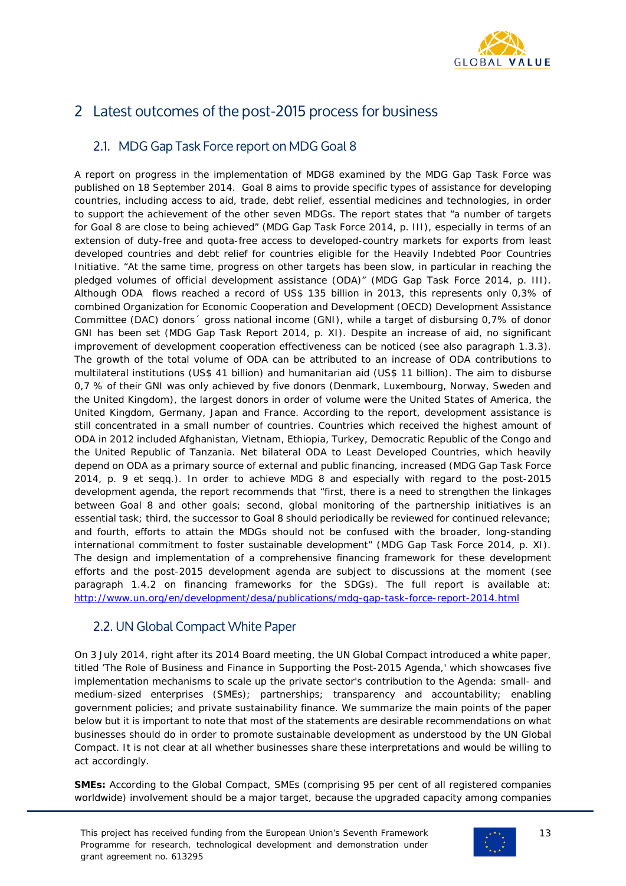## 2 Latest outcomes of the post-2015 process for business

### 2.1. MDG Gap Task Force report on MDG Goal 8

A report on progress in the implementation of MDG8 examined by the MDG Gap Task Force was published on 18 September 2014. Goal 8 aims to provide specific types of assistance for developing countries, including access to aid, trade, debt relief, essential medicines and technologies, in order to support the achievement of the other seven MDGs. The report states that “a number of targets for Goal 8 are close to being achieved” (MDG Gap Task Force 2014, p. III), especially in terms of an extension of duty-free and quota-free access to developed-country markets for exports from least developed countries and debt relief for countries eligible for the Heavily Indebted Poor Countries Initiative. “At the same time, progress on other targets has been slow, in particular in reaching the pledged volumes of official development assistance (ODA)” (MDG Gap Task Force 2014, p. III). Although ODA flows reached a record of US$ 135 billion in 2013, this represents only 0,3% of combined Organization for Economic Cooperation and Development (OECD) Development Assistance Committee (DAC) donors´ gross national income (GNI), while a target of disbursing 0,7% of donor GNI has been set (MDG Gap Task Report 2014, p. XI). Despite an increase of aid, no significant improvement of development cooperation effectiveness can be noticed (see also paragraph 1.3.3). The growth of the total volume of ODA can be attributed to an increase of ODA contributions to multilateral institutions (US$ 41 billion) and humanitarian aid (US$ 11 billion). The aim to disburse 0,7 % of their GNI was only achieved by five donors (Denmark, Luxembourg, Norway, Sweden and the United Kingdom), the largest donors in order of volume were the United States of America, the United Kingdom, Germany, Japan and France. According to the report, development assistance is still concentrated in a small number of countries. Countries which received the highest amount of ODA in 2012 included Afghanistan, Vietnam, Ethiopia, Turkey, Democratic Republic of the Congo and the United Republic of Tanzania. Net bilateral ODA to Least Developed Countries, which heavily depend on ODA as a primary source of external and public financing, increased (MDG Gap Task Force 2014, p. 9 et seqq.). In order to achieve MDG 8 and especially with regard to the post-2015 development agenda, the report recommends that “first, there is a need to strengthen the linkages between Goal 8 and other goals; second, global monitoring of the partnership initiatives is an essential task; third, the successor to Goal 8 should periodically be reviewed for continued relevance; and fourth, efforts to attain the MDGs should not be confused with the broader, long-standing international commitment to foster sustainable development” (MDG Gap Task Force 2014, p. XI). The design and implementation of a comprehensive financing framework for these development efforts and the post-2015 development agenda are subject to discussions at the moment (see paragraph 1.4.2 on financing frameworks for the SDGs). The full report is available at: http://www.un.org/en/development/desa/publications/mdg-gap-task-force-report-2014.html

### 2.2. UN Global Compact White Paper

On 3 July 2014, right after its 2014 Board meeting, the UN Global Compact introduced a white paper, titled ‘The Role of Business and Finance in Supporting the Post-2015 Agenda,' which showcases five implementation mechanisms to scale up the private sector's contribution to the Agenda: small- and medium-sized enterprises (SMEs); partnerships; transparency and accountability; enabling government policies; and private sustainability finance. We summarize the main points of the paper below but it is important to note that most of the statements are desirable recommendations on what businesses should do in order to promote sustainable development as understood by the UN Global Compact. It is not clear at all whether businesses share these interpretations and would be willing to act accordingly.

**SMEs:** According to the Global Compact, SMEs (comprising 95 per cent of all registered companies worldwide) involvement should be a major target, because the upgraded capacity among companies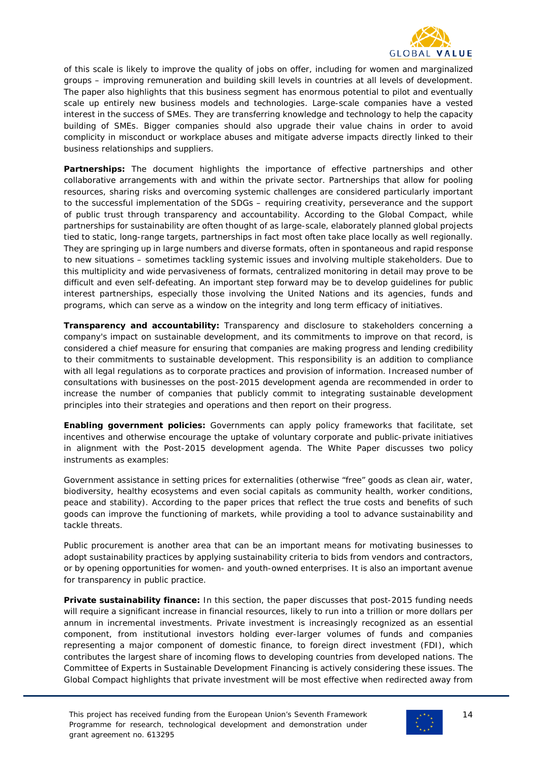of this scale is likely to improve the quality of jobs on offer, including for women and marginalized groups – improving remuneration and building skill levels in countries at all levels of development. The paper also highlights that this business segment has enormous potential to pilot and eventually scale up entirely new business models and technologies. Large-scale companies have a vested interest in the success of SMEs. They are transferring knowledge and technology to help the capacity building of SMEs. Bigger companies should also upgrade their value chains in order to avoid complicity in misconduct or workplace abuses and mitigate adverse impacts directly linked to their business relationships and suppliers.

**Partnerships:** The document highlights the importance of effective partnerships and other collaborative arrangements with and within the private sector. Partnerships that allow for pooling resources, sharing risks and overcoming systemic challenges are considered particularly important to the successful implementation of the SDGs – requiring creativity, perseverance and the support of public trust through transparency and accountability. According to the Global Compact, while partnerships for sustainability are often thought of as large-scale, elaborately planned global projects tied to static, long-range targets, partnerships in fact most often take place locally as well regionally. They are springing up in large numbers and diverse formats, often in spontaneous and rapid response to new situations – sometimes tackling systemic issues and involving multiple stakeholders. Due to this multiplicity and wide pervasiveness of formats, centralized monitoring in detail may prove to be difficult and even self-defeating. An important step forward may be to develop guidelines for public interest partnerships, especially those involving the United Nations and its agencies, funds and programs, which can serve as a window on the integrity and long term efficacy of initiatives.

**Transparency and accountability:** Transparency and disclosure to stakeholders concerning a company's impact on sustainable development, and its commitments to improve on that record, is considered a chief measure for ensuring that companies are making progress and lending credibility to their commitments to sustainable development. This responsibility is an addition to compliance with all legal regulations as to corporate practices and provision of information. Increased number of consultations with businesses on the post-2015 development agenda are recommended in order to increase the number of companies that publicly commit to integrating sustainable development principles into their strategies and operations and then report on their progress.

**Enabling government policies:** Governments can apply policy frameworks that facilitate, set incentives and otherwise encourage the uptake of voluntary corporate and public-private initiatives in alignment with the Post-2015 development agenda. The White Paper discusses two policy instruments as examples:

Government assistance in setting prices for externalities (otherwise “free” goods as clean air, water, biodiversity, healthy ecosystems and even social capitals as community health, worker conditions, peace and stability). According to the paper prices that reflect the true costs and benefits of such goods can improve the functioning of markets, while providing a tool to advance sustainability and tackle threats.

Public procurement is another area that can be an important means for motivating businesses to adopt sustainability practices by applying sustainability criteria to bids from vendors and contractors, or by opening opportunities for women- and youth-owned enterprises. It is also an important avenue for transparency in public practice.

**Private sustainability finance:** In this section, the paper discusses that post-2015 funding needs will require a significant increase in financial resources, likely to run into a trillion or more dollars per annum in incremental investments. Private investment is increasingly recognized as an essential component, from institutional investors holding ever-larger volumes of funds and companies representing a major component of domestic finance, to foreign direct investment (FDI), which contributes the largest share of incoming flows to developing countries from developed nations. The Committee of Experts in Sustainable Development Financing is actively considering these issues. The Global Compact highlights that private investment will be most effective when redirected away from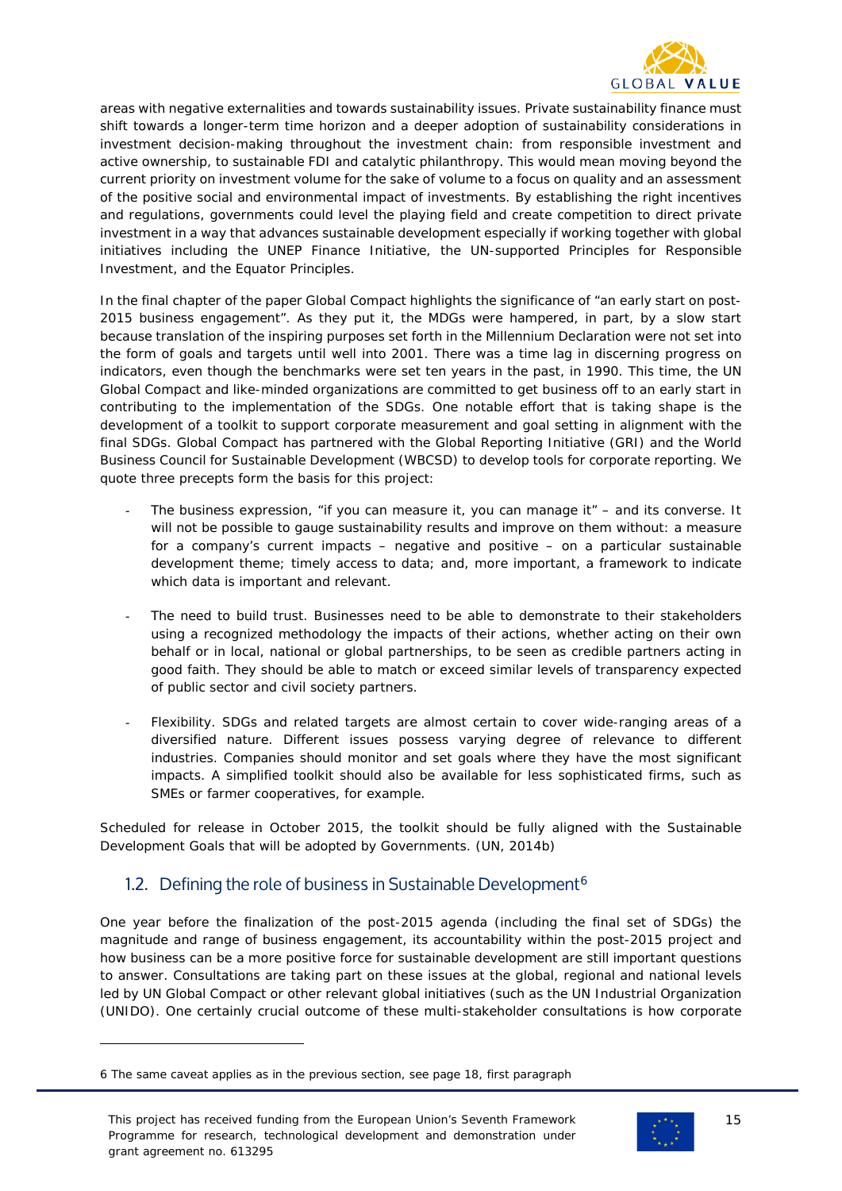areas with negative externalities and towards sustainability issues. Private sustainability finance must shift towards a longer-term time horizon and a deeper adoption of sustainability considerations in investment decision-making throughout the investment chain: from responsible investment and active ownership, to sustainable FDI and catalytic philanthropy. This would mean moving beyond the current priority on investment volume for the sake of volume to a focus on quality and an assessment of the positive social and environmental impact of investments. By establishing the right incentives and regulations, governments could level the playing field and create competition to direct private investment in a way that advances sustainable development especially if working together with global initiatives including the UNEP Finance Initiative, the UN-supported Principles for Responsible Investment, and the Equator Principles.

In the final chapter of the paper Global Compact highlights the significance of "an early start on post-2015 business engagement". As they put it, the MDGs were hampered, in part, by a slow start because translation of the inspiring purposes set forth in the Millennium Declaration were not set into the form of goals and targets until well into 2001. There was a time lag in discerning progress on indicators, even though the benchmarks were set ten years in the past, in 1990. This time, the UN Global Compact and like-minded organizations are committed to get business off to an early start in contributing to the implementation of the SDGs. One notable effort that is taking shape is the development of a toolkit to support corporate measurement and goal setting in alignment with the final SDGs. Global Compact has partnered with the Global Reporting Initiative (GRI) and the World Business Council for Sustainable Development (WBCSD) to develop tools for corporate reporting. We quote three precepts form the basis for this project:

- The business expression, "if you can measure it, you can manage it" – and its converse. It will not be possible to gauge sustainability results and improve on them without: a measure for a company's current impacts – negative and positive – on a particular sustainable development theme; timely access to data; and, more important, a framework to indicate which data is important and relevant.
- The need to build trust. Businesses need to be able to demonstrate to their stakeholders using a recognized methodology the impacts of their actions, whether acting on their own behalf or in local, national or global partnerships, to be seen as credible partners acting in good faith. They should be able to match or exceed similar levels of transparency expected of public sector and civil society partners.
- Flexibility. SDGs and related targets are almost certain to cover wide-ranging areas of a diversified nature. Different issues possess varying degree of relevance to different industries. Companies should monitor and set goals where they have the most significant impacts. A simplified toolkit should also be available for less sophisticated firms, such as SMEs or farmer cooperatives, for example.

Scheduled for release in October 2015, the toolkit should be fully aligned with the Sustainable Development Goals that will be adopted by Governments. (UN, 2014b)

## 1.2. Defining the role of business in Sustainable Development[6]

One year before the finalization of the post-2015 agenda (including the final set of SDGs) the magnitude and range of business engagement, its accountability within the post-2015 project and how business can be a more positive force for sustainable development are still important questions to answer. Consultations are taking part on these issues at the global, regional and national levels led by UN Global Compact or other relevant global initiatives (such as the UN Industrial Organization (UNIDO). One certainly crucial outcome of these multi-stakeholder consultations is how corporate

6 The same caveat applies as in the previous section, see page 18, first paragraph

This project has received funding from the European Union's Seventh Framework Programme for research, technological development and demonstration under grant agreement no. 613295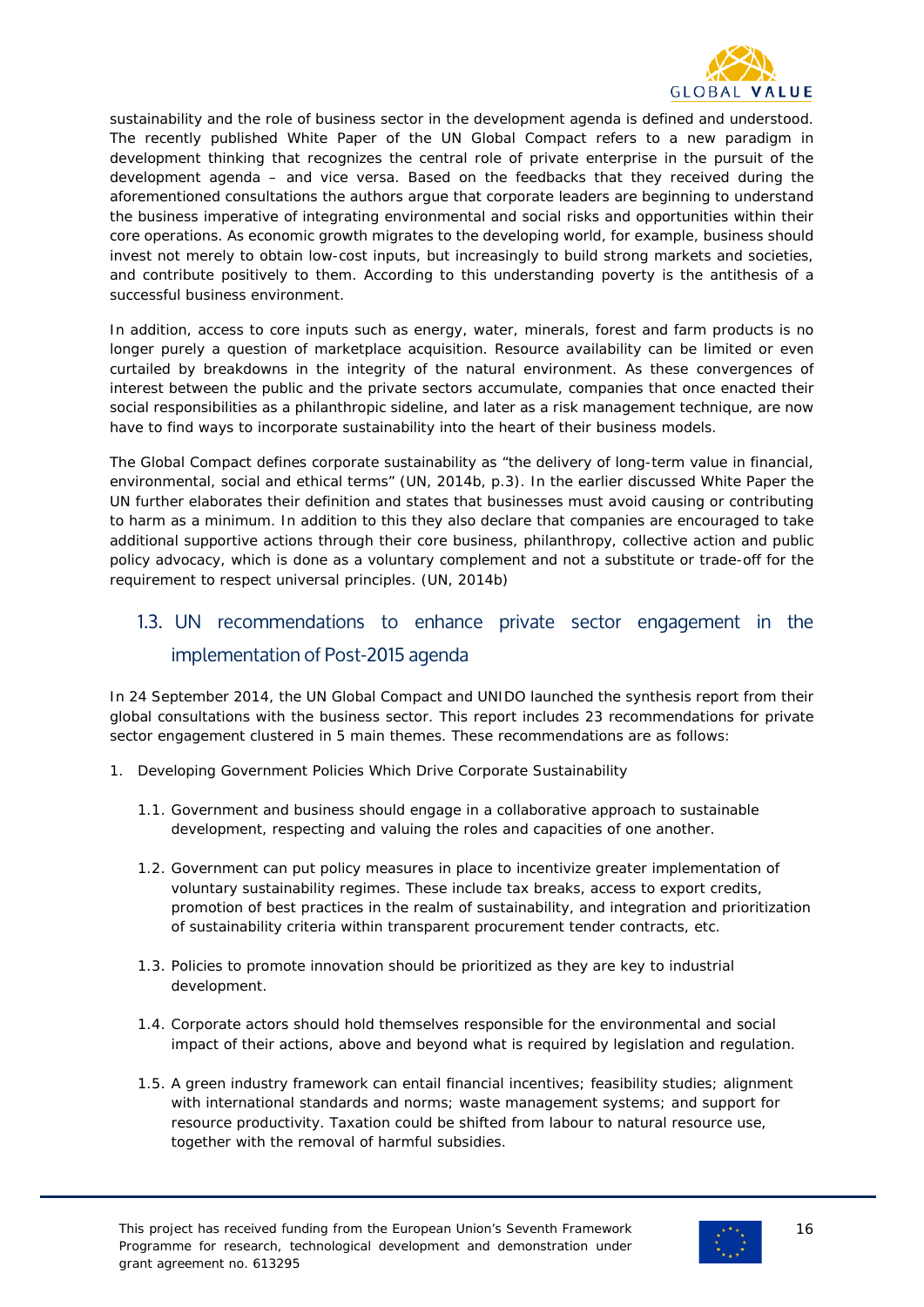sustainability and the role of business sector in the development agenda is defined and understood. The recently published White Paper of the UN Global Compact refers to a new paradigm in development thinking that recognizes the central role of private enterprise in the pursuit of the development agenda – and vice versa. Based on the feedbacks that they received during the aforementioned consultations the authors argue that corporate leaders are beginning to understand the business imperative of integrating environmental and social risks and opportunities within their core operations. As economic growth migrates to the developing world, for example, business should invest not merely to obtain low-cost inputs, but increasingly to build strong markets and societies, and contribute positively to them. According to this understanding poverty is the antithesis of a successful business environment.

In addition, access to core inputs such as energy, water, minerals, forest and farm products is no longer purely a question of marketplace acquisition. Resource availability can be limited or even curtailed by breakdowns in the integrity of the natural environment. As these convergences of interest between the public and the private sectors accumulate, companies that once enacted their social responsibilities as a philanthropic sideline, and later as a risk management technique, are now have to find ways to incorporate sustainability into the heart of their business models.

The Global Compact defines corporate sustainability as “the delivery of long-term value in financial, environmental, social and ethical terms” (UN, 2014b, p.3). In the earlier discussed White Paper the UN further elaborates their definition and states that businesses must avoid causing or contributing to harm as a minimum. In addition to this they also declare that companies are encouraged to take additional supportive actions through their core business, philanthropy, collective action and public policy advocacy, which is done as a voluntary complement and not a substitute or trade-off for the requirement to respect universal principles. (UN, 2014b)

## 1.3. UN recommendations to enhance private sector engagement in the implementation of Post-2015 agenda

In 24 September 2014, the UN Global Compact and UNIDO launched the synthesis report from their global consultations with the business sector. This report includes 23 recommendations for private sector engagement clustered in 5 main themes. These recommendations are as follows:

1. Developing Government Policies Which Drive Corporate Sustainability

    1.1. Government and business should engage in a collaborative approach to sustainable development, respecting and valuing the roles and capacities of one another.

    1.2. Government can put policy measures in place to incentivize greater implementation of voluntary sustainability regimes. These include tax breaks, access to export credits, promotion of best practices in the realm of sustainability, and integration and prioritization of sustainability criteria within transparent procurement tender contracts, etc.

    1.3. Policies to promote innovation should be prioritized as they are key to industrial development.

    1.4. Corporate actors should hold themselves responsible for the environmental and social impact of their actions, above and beyond what is required by legislation and regulation.

    1.5. A green industry framework can entail financial incentives; feasibility studies; alignment with international standards and norms; waste management systems; and support for resource productivity. Taxation could be shifted from labour to natural resource use, together with the removal of harmful subsidies.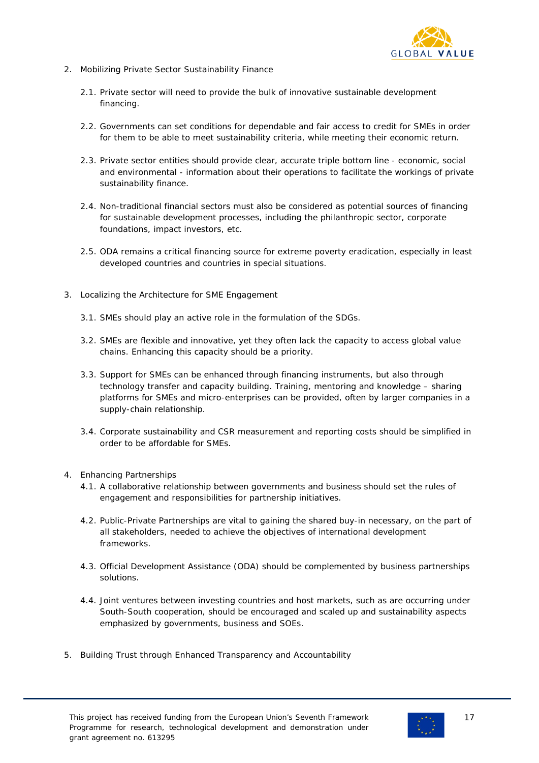2. Mobilizing Private Sector Sustainability Finance

    2.1. Private sector will need to provide the bulk of innovative sustainable development financing.

    2.2. Governments can set conditions for dependable and fair access to credit for SMEs in order for them to be able to meet sustainability criteria, while meeting their economic return.

    2.3. Private sector entities should provide clear, accurate triple bottom line - economic, social and environmental - information about their operations to facilitate the workings of private sustainability finance.

    2.4. Non-traditional financial sectors must also be considered as potential sources of financing for sustainable development processes, including the philanthropic sector, corporate foundations, impact investors, etc.

    2.5. ODA remains a critical financing source for extreme poverty eradication, especially in least developed countries and countries in special situations.

3. Localizing the Architecture for SME Engagement

    3.1. SMEs should play an active role in the formulation of the SDGs.

    3.2. SMEs are flexible and innovative, yet they often lack the capacity to access global value chains. Enhancing this capacity should be a priority.

    3.3. Support for SMEs can be enhanced through financing instruments, but also through technology transfer and capacity building. Training, mentoring and knowledge – sharing platforms for SMEs and micro-enterprises can be provided, often by larger companies in a supply-chain relationship.

    3.4. Corporate sustainability and CSR measurement and reporting costs should be simplified in order to be affordable for SMEs.

4. Enhancing Partnerships

    4.1. A collaborative relationship between governments and business should set the rules of engagement and responsibilities for partnership initiatives.

    4.2. Public-Private Partnerships are vital to gaining the shared buy-in necessary, on the part of all stakeholders, needed to achieve the objectives of international development frameworks.

    4.3. Official Development Assistance (ODA) should be complemented by business partnerships solutions.

    4.4. Joint ventures between investing countries and host markets, such as are occurring under South-South cooperation, should be encouraged and scaled up and sustainability aspects emphasized by governments, business and SOEs.

5. Building Trust through Enhanced Transparency and Accountability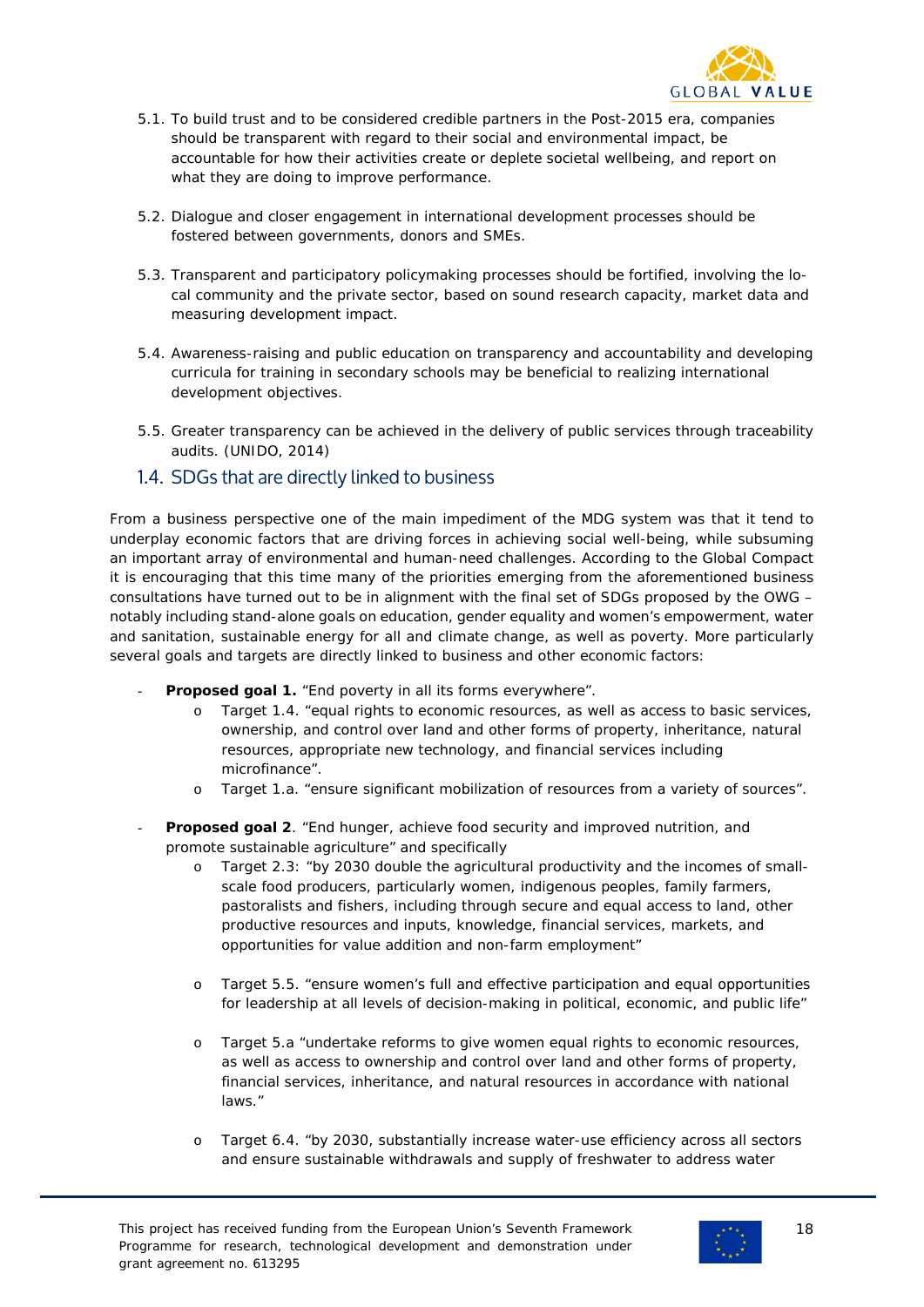5.1. To build trust and to be considered credible partners in the Post-2015 era, companies should be transparent with regard to their social and environmental impact, be accountable for how their activities create or deplete societal wellbeing, and report on what they are doing to improve performance.

5.2. Dialogue and closer engagement in international development processes should be fostered between governments, donors and SMEs.

5.3. Transparent and participatory policymaking processes should be fortified, involving the local community and the private sector, based on sound research capacity, market data and measuring development impact.

5.4. Awareness-raising and public education on transparency and accountability and developing curricula for training in secondary schools may be beneficial to realizing international development objectives.

5.5. Greater transparency can be achieved in the delivery of public services through traceability audits. (UNIDO, 2014)

## 1.4. SDGs that are directly linked to business

From a business perspective one of the main impediment of the MDG system was that it tend to underplay economic factors that are driving forces in achieving social well-being, while subsuming an important array of environmental and human-need challenges. According to the Global Compact it is encouraging that this time many of the priorities emerging from the aforementioned business consultations have turned out to be in alignment with the final set of SDGs proposed by the OWG – notably including stand-alone goals on education, gender equality and women's empowerment, water and sanitation, sustainable energy for all and climate change, as well as poverty. More particularly several goals and targets are directly linked to business and other economic factors:

- **Proposed goal 1.** "End poverty in all its forms everywhere".
    - Target 1.4. "equal rights to economic resources, as well as access to basic services, ownership, and control over land and other forms of property, inheritance, natural resources, appropriate new technology, and financial services including microfinance".
    - Target 1.a. "ensure significant mobilization of resources from a variety of sources".
- **Proposed goal 2**. "End hunger, achieve food security and improved nutrition, and promote sustainable agriculture" and specifically
    - Target 2.3: "by 2030 double the agricultural productivity and the incomes of small-scale food producers, particularly women, indigenous peoples, family farmers, pastoralists and fishers, including through secure and equal access to land, other productive resources and inputs, knowledge, financial services, markets, and opportunities for value addition and non-farm employment"
    - Target 5.5. "ensure women's full and effective participation and equal opportunities for leadership at all levels of decision-making in political, economic, and public life"
    - Target 5.a "undertake reforms to give women equal rights to economic resources, as well as access to ownership and control over land and other forms of property, financial services, inheritance, and natural resources in accordance with national laws."
    - Target 6.4. "by 2030, substantially increase water-use efficiency across all sectors and ensure sustainable withdrawals and supply of freshwater to address water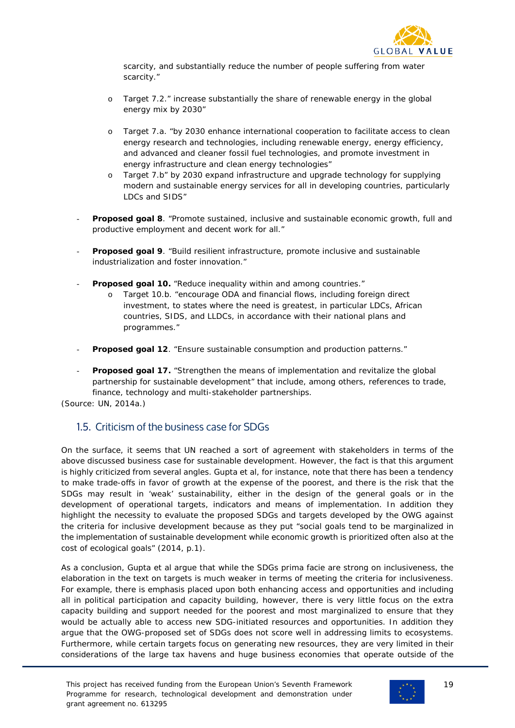scarcity, and substantially reduce the number of people suffering from water scarcity."

  - Target 7.2." increase substantially the share of renewable energy in the global energy mix by 2030"

  - Target 7.a. "by 2030 enhance international cooperation to facilitate access to clean energy research and technologies, including renewable energy, energy efficiency, and advanced and cleaner fossil fuel technologies, and promote investment in energy infrastructure and clean energy technologies"
  - Target 7.b" by 2030 expand infrastructure and upgrade technology for supplying modern and sustainable energy services for all in developing countries, particularly LDCs and SIDS"

- **Proposed goal 8**. "Promote sustained, inclusive and sustainable economic growth, full and productive employment and decent work for all."

- **Proposed goal 9**. "Build resilient infrastructure, promote inclusive and sustainable industrialization and foster innovation."

- **Proposed goal 10.** "Reduce inequality within and among countries."
  - Target 10.b. "encourage ODA and financial flows, including foreign direct investment, to states where the need is greatest, in particular LDCs, African countries, SIDS, and LLDCs, in accordance with their national plans and programmes."

- **Proposed goal 12**. "Ensure sustainable consumption and production patterns."

- **Proposed goal 17.** "Strengthen the means of implementation and revitalize the global partnership for sustainable development" that include, among others, references to trade, finance, technology and multi-stakeholder partnerships.

(Source: UN, 2014a.)

## 1.5. Criticism of the business case for SDGs

On the surface, it seems that UN reached a sort of agreement with stakeholders in terms of the above discussed business case for sustainable development. However, the fact is that this argument is highly criticized from several angles. Gupta et al, for instance, note that there has been a tendency to make trade-offs in favor of growth at the expense of the poorest, and there is the risk that the SDGs may result in 'weak' sustainability, either in the design of the general goals or in the development of operational targets, indicators and means of implementation. In addition they highlight the necessity to evaluate the proposed SDGs and targets developed by the OWG against the criteria for inclusive development because as they put "social goals tend to be marginalized in the implementation of sustainable development while economic growth is prioritized often also at the cost of ecological goals" (2014, p.1).

As a conclusion, Gupta et al argue that while the SDGs prima facie are strong on inclusiveness, the elaboration in the text on targets is much weaker in terms of meeting the criteria for inclusiveness. For example, there is emphasis placed upon both enhancing access and opportunities and including all in political participation and capacity building, however, there is very little focus on the extra capacity building and support needed for the poorest and most marginalized to ensure that they would be actually able to access new SDG-initiated resources and opportunities. In addition they argue that the OWG-proposed set of SDGs does not score well in addressing limits to ecosystems. Furthermore, while certain targets focus on generating new resources, they are very limited in their considerations of the large tax havens and huge business economies that operate outside of the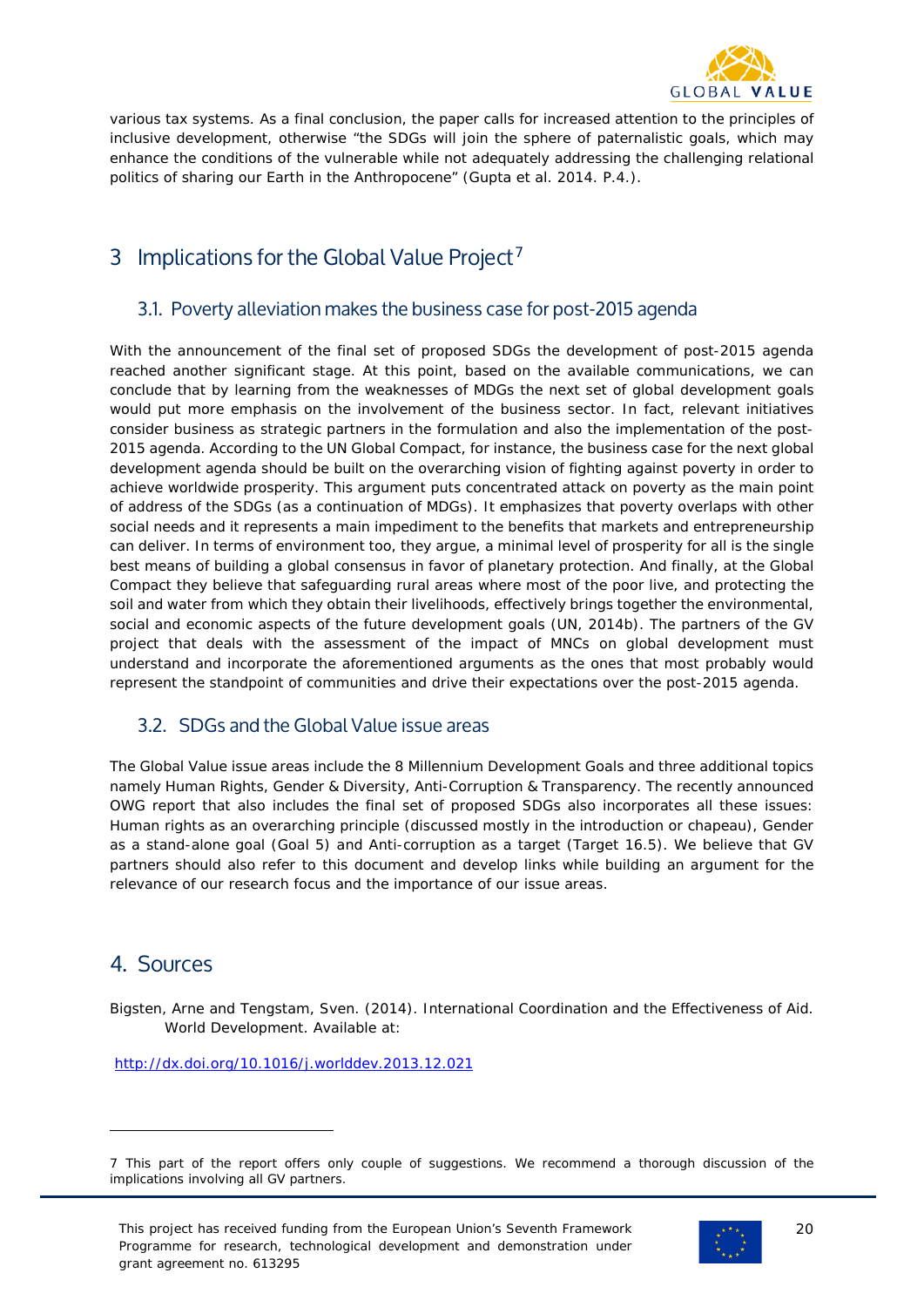various tax systems. As a final conclusion, the paper calls for increased attention to the principles of inclusive development, otherwise "the SDGs will join the sphere of paternalistic goals, which may enhance the conditions of the vulnerable while not adequately addressing the challenging relational politics of sharing our Earth in the Anthropocene" (Gupta et al. 2014. P.4.).

# 3 Implications for the Global Value Project[7]

## 3.1. Poverty alleviation makes the business case for post-2015 agenda

With the announcement of the final set of proposed SDGs the development of post-2015 agenda reached another significant stage. At this point, based on the available communications, we can conclude that by learning from the weaknesses of MDGs the next set of global development goals would put more emphasis on the involvement of the business sector. In fact, relevant initiatives consider business as strategic partners in the formulation and also the implementation of the post-2015 agenda. According to the UN Global Compact, for instance, the business case for the next global development agenda should be built on the overarching vision of fighting against poverty in order to achieve worldwide prosperity. This argument puts concentrated attack on poverty as the main point of address of the SDGs (as a continuation of MDGs). It emphasizes that poverty overlaps with other social needs and it represents a main impediment to the benefits that markets and entrepreneurship can deliver. In terms of environment too, they argue, a minimal level of prosperity for all is the single best means of building a global consensus in favor of planetary protection. And finally, at the Global Compact they believe that safeguarding rural areas where most of the poor live, and protecting the soil and water from which they obtain their livelihoods, effectively brings together the environmental, social and economic aspects of the future development goals (UN, 2014b). The partners of the GV project that deals with the assessment of the impact of MNCs on global development must understand and incorporate the aforementioned arguments as the ones that most probably would represent the standpoint of communities and drive their expectations over the post-2015 agenda.

## 3.2. SDGs and the Global Value issue areas

The Global Value issue areas include the 8 Millennium Development Goals and three additional topics namely Human Rights, Gender & Diversity, Anti-Corruption & Transparency. The recently announced OWG report that also includes the final set of proposed SDGs also incorporates all these issues: Human rights as an overarching principle (discussed mostly in the introduction or chapeau), Gender as a stand-alone goal (Goal 5) and Anti-corruption as a target (Target 16.5). We believe that GV partners should also refer to this document and develop links while building an argument for the relevance of our research focus and the importance of our issue areas.

# 4. Sources

Bigsten, Arne and Tengstam, Sven. (2014). International Coordination and the Effectiveness of Aid. World Development. Available at:

http://dx.doi.org/10.1016/j.worlddev.2013.12.021

---

[7] This part of the report offers only couple of suggestions. We recommend a thorough discussion of the implications involving all GV partners.

This project has received funding from the European Union's Seventh Framework Programme for research, technological development and demonstration under grant agreement no. 613295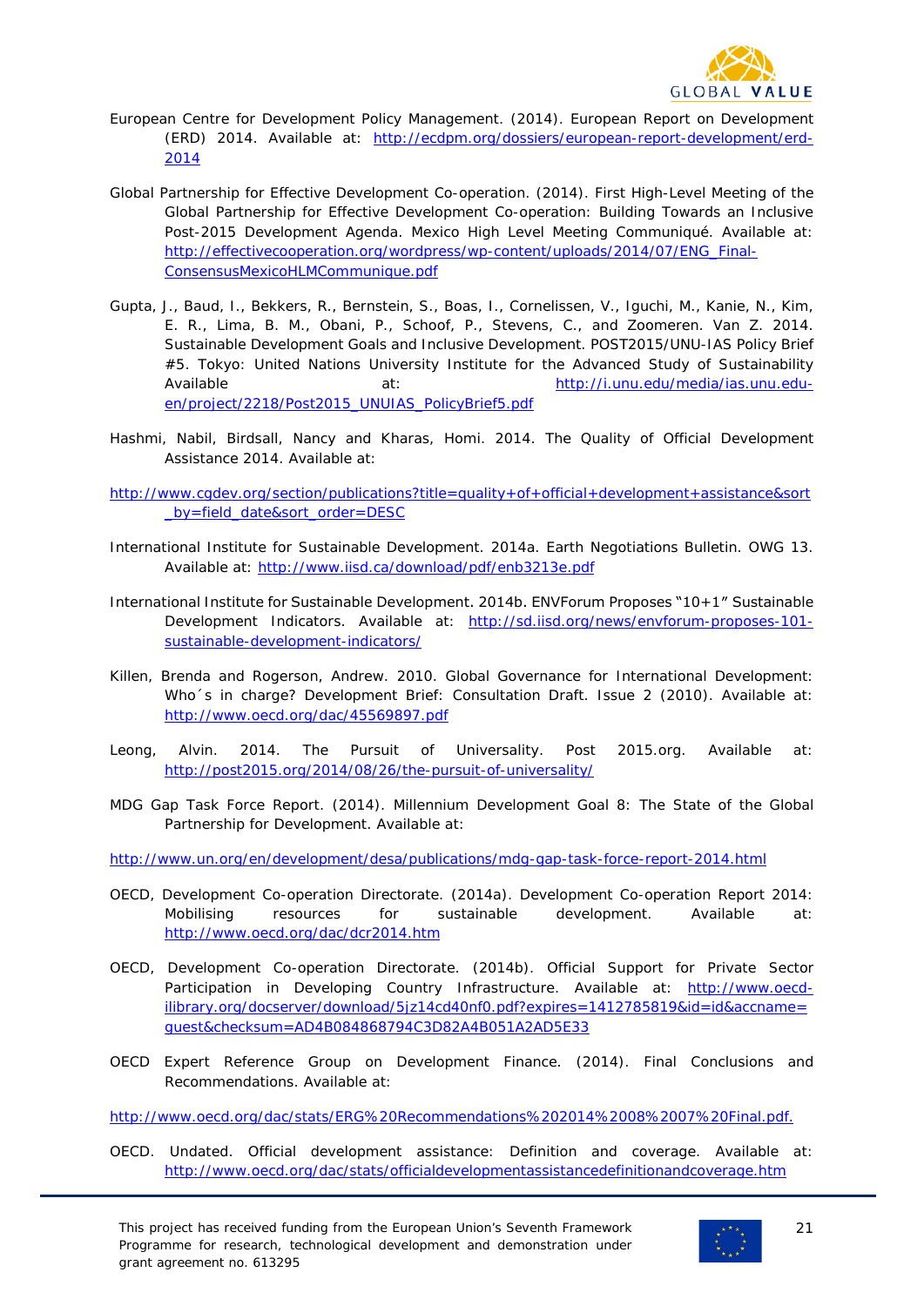European Centre for Development Policy Management. (2014). European Report on Development (ERD) 2014. Available at: http://ecdpm.org/dossiers/european-report-development/erd-2014

Global Partnership for Effective Development Co-operation. (2014). First High-Level Meeting of the Global Partnership for Effective Development Co-operation: Building Towards an Inclusive Post-2015 Development Agenda. Mexico High Level Meeting Communiqué. Available at: http://effectivecooperation.org/wordpress/wp-content/uploads/2014/07/ENG_Final-ConsensusMexicoHLMCommunique.pdf

Gupta, J., Baud, I., Bekkers, R., Bernstein, S., Boas, I., Cornelissen, V., Iguchi, M., Kanie, N., Kim, E. R., Lima, B. M., Obani, P., Schoof, P., Stevens, C., and Zoomeren. Van Z. 2014. Sustainable Development Goals and Inclusive Development. POST2015/UNU-IAS Policy Brief #5. Tokyo: United Nations University Institute for the Advanced Study of Sustainability Available at: http://i.unu.edu/media/ias.unu.edu-en/project/2218/Post2015_UNUIAS_PolicyBrief5.pdf

Hashmi, Nabil, Birdsall, Nancy and Kharas, Homi. 2014. The Quality of Official Development Assistance 2014. Available at:

http://www.cgdev.org/section/publications?title=quality+of+official+development+assistance&sort_by=field_date&sort_order=DESC

International Institute for Sustainable Development. 2014a. Earth Negotiations Bulletin. OWG 13. Available at: http://www.iisd.ca/download/pdf/enb3213e.pdf

International Institute for Sustainable Development. 2014b. ENVForum Proposes "10+1" Sustainable Development Indicators. Available at: http://sd.iisd.org/news/envforum-proposes-101-sustainable-development-indicators/

Killen, Brenda and Rogerson, Andrew. 2010. Global Governance for International Development: Who´s in charge? Development Brief: Consultation Draft. Issue 2 (2010). Available at: http://www.oecd.org/dac/45569897.pdf

Leong, Alvin. 2014. The Pursuit of Universality. Post 2015.org. Available at: http://post2015.org/2014/08/26/the-pursuit-of-universality/

MDG Gap Task Force Report. (2014). Millennium Development Goal 8: The State of the Global Partnership for Development. Available at:

http://www.un.org/en/development/desa/publications/mdg-gap-task-force-report-2014.html

OECD, Development Co-operation Directorate. (2014a). Development Co-operation Report 2014: Mobilising resources for sustainable development. Available at: http://www.oecd.org/dac/dcr2014.htm

OECD, Development Co-operation Directorate. (2014b). Official Support for Private Sector Participation in Developing Country Infrastructure. Available at: http://www.oecd-ilibrary.org/docserver/download/5jz14cd40nf0.pdf?expires=1412785819&id=id&accname=guest&checksum=AD4B084868794C3D82A4B051A2AD5E33

OECD Expert Reference Group on Development Finance. (2014). Final Conclusions and Recommendations. Available at:

http://www.oecd.org/dac/stats/ERG%20Recommendations%202014%2008%2007%20Final.pdf.

OECD. Undated. Official development assistance: Definition and coverage. Available at: http://www.oecd.org/dac/stats/officialdevelopmentassistancedefinitionandcoverage.htm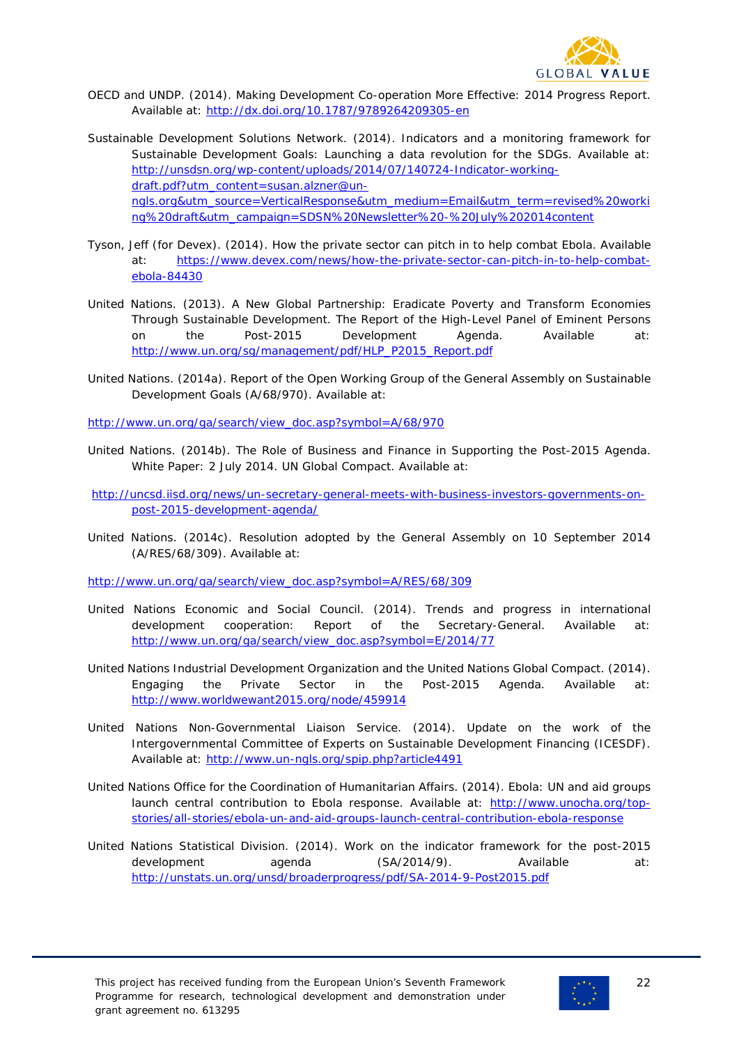OECD and UNDP. (2014). Making Development Co-operation More Effective: 2014 Progress Report. Available at: http://dx.doi.org/10.1787/9789264209305-en

Sustainable Development Solutions Network. (2014). Indicators and a monitoring framework for Sustainable Development Goals: Launching a data revolution for the SDGs. Available at: http://unsdsn.org/wp-content/uploads/2014/07/140724-Indicator-working-draft.pdf?utm_content=susan.alzner@un-ngls.org&utm_source=VerticalResponse&utm_medium=Email&utm_term=revised%20working%20draft&utm_campaign=SDSN%20Newsletter%20-%20July%202014content

Tyson, Jeff (for Devex). (2014). How the private sector can pitch in to help combat Ebola. Available at: https://www.devex.com/news/how-the-private-sector-can-pitch-in-to-help-combat-ebola-84430

United Nations. (2013). A New Global Partnership: Eradicate Poverty and Transform Economies Through Sustainable Development. The Report of the High-Level Panel of Eminent Persons on the Post-2015 Development Agenda. Available at: http://www.un.org/sg/management/pdf/HLP_P2015_Report.pdf

United Nations. (2014a). Report of the Open Working Group of the General Assembly on Sustainable Development Goals (A/68/970). Available at:

http://www.un.org/ga/search/view_doc.asp?symbol=A/68/970

United Nations. (2014b). The Role of Business and Finance in Supporting the Post-2015 Agenda. White Paper: 2 July 2014. UN Global Compact. Available at:

http://uncsd.iisd.org/news/un-secretary-general-meets-with-business-investors-governments-on-post-2015-development-agenda/

United Nations. (2014c). Resolution adopted by the General Assembly on 10 September 2014 (A/RES/68/309). Available at:

http://www.un.org/ga/search/view_doc.asp?symbol=A/RES/68/309

United Nations Economic and Social Council. (2014). Trends and progress in international development cooperation: Report of the Secretary-General. Available at: http://www.un.org/ga/search/view_doc.asp?symbol=E/2014/77

United Nations Industrial Development Organization and the United Nations Global Compact. (2014). Engaging the Private Sector in the Post-2015 Agenda. Available at: http://www.worldwewant2015.org/node/459914

United Nations Non-Governmental Liaison Service. (2014). Update on the work of the Intergovernmental Committee of Experts on Sustainable Development Financing (ICESDF). Available at: http://www.un-ngls.org/spip.php?article4491

United Nations Office for the Coordination of Humanitarian Affairs. (2014). Ebola: UN and aid groups launch central contribution to Ebola response. Available at: http://www.unocha.org/top-stories/all-stories/ebola-un-and-aid-groups-launch-central-contribution-ebola-response

United Nations Statistical Division. (2014). Work on the indicator framework for the post-2015 development agenda (SA/2014/9). Available at: http://unstats.un.org/unsd/broaderprogress/pdf/SA-2014-9-Post2015.pdf

This project has received funding from the European Union's Seventh Framework Programme for research, technological development and demonstration under grant agreement no. 613295